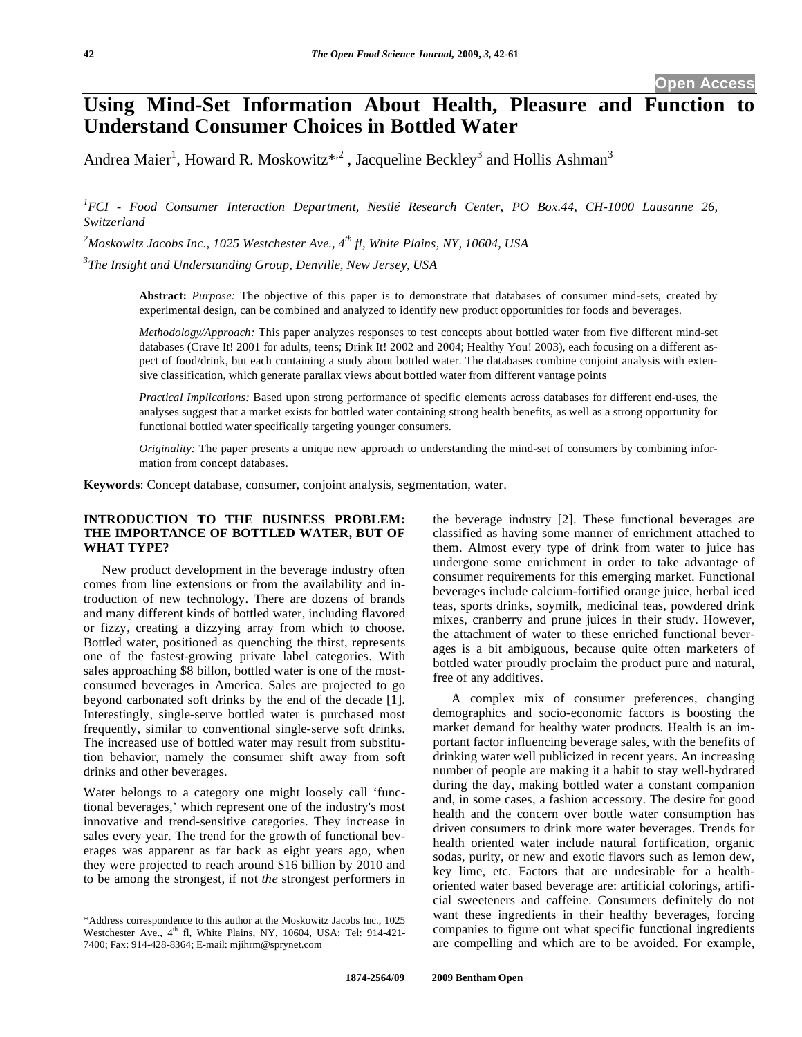Open Access

# Using Mind-Set Information About Health, Pleasure and Function to Understand Consumer Choices in Bottled Water

Andrea Maier[1], Howard R. Moskowitz*[,2], Jacqueline Beckley[3] and Hollis Ashman[3]

[1]*FCI - Food Consumer Interaction Department, Nestlé Research Center, PO Box.44, CH-1000 Lausanne 26, Switzerland*

[2]*Moskowitz Jacobs Inc., 1025 Westchester Ave., 4th fl, White Plains, NY, 10604, USA*

[3]*The Insight and Understanding Group, Denville, New Jersey, USA*

**Abstract:** *Purpose:* The objective of this paper is to demonstrate that databases of consumer mind-sets, created by experimental design, can be combined and analyzed to identify new product opportunities for foods and beverages.

*Methodology/Approach:* This paper analyzes responses to test concepts about bottled water from five different mind-set databases (Crave It! 2001 for adults, teens; Drink It! 2002 and 2004; Healthy You! 2003), each focusing on a different aspect of food/drink, but each containing a study about bottled water. The databases combine conjoint analysis with extensive classification, which generate parallax views about bottled water from different vantage points

*Practical Implications:* Based upon strong performance of specific elements across databases for different end-uses, the analyses suggest that a market exists for bottled water containing strong health benefits, as well as a strong opportunity for functional bottled water specifically targeting younger consumers.

*Originality:* The paper presents a unique new approach to understanding the mind-set of consumers by combining information from concept databases.

**Keywords**: Concept database, consumer, conjoint analysis, segmentation, water.

## INTRODUCTION TO THE BUSINESS PROBLEM: THE IMPORTANCE OF BOTTLED WATER, BUT OF WHAT TYPE?

New product development in the beverage industry often comes from line extensions or from the availability and introduction of new technology. There are dozens of brands and many different kinds of bottled water, including flavored or fizzy, creating a dizzying array from which to choose. Bottled water, positioned as quenching the thirst, represents one of the fastest-growing private label categories. With sales approaching $8 billon, bottled water is one of the most-consumed beverages in America. Sales are projected to go beyond carbonated soft drinks by the end of the decade [1]. Interestingly, single-serve bottled water is purchased most frequently, similar to conventional single-serve soft drinks. The increased use of bottled water may result from substitution behavior, namely the consumer shift away from soft drinks and other beverages.

Water belongs to a category one might loosely call 'functional beverages,' which represent one of the industry's most innovative and trend-sensitive categories. They increase in sales every year. The trend for the growth of functional beverages was apparent as far back as eight years ago, when they were projected to reach around $16 billion by 2010 and to be among the strongest, if not *the* strongest performers in the beverage industry [2]. These functional beverages are classified as having some manner of enrichment attached to them. Almost every type of drink from water to juice has undergone some enrichment in order to take advantage of consumer requirements for this emerging market. Functional beverages include calcium-fortified orange juice, herbal iced teas, sports drinks, soymilk, medicinal teas, powdered drink mixes, cranberry and prune juices in their study. However, the attachment of water to these enriched functional beverages is a bit ambiguous, because quite often marketers of bottled water proudly proclaim the product pure and natural, free of any additives.

A complex mix of consumer preferences, changing demographics and socio-economic factors is boosting the market demand for healthy water products. Health is an important factor influencing beverage sales, with the benefits of drinking water well publicized in recent years. An increasing number of people are making it a habit to stay well-hydrated during the day, making bottled water a constant companion and, in some cases, a fashion accessory. The desire for good health and the concern over bottle water consumption has driven consumers to drink more water beverages. Trends for health oriented water include natural fortification, organic sodas, purity, or new and exotic flavors such as lemon dew, key lime, etc. Factors that are undesirable for a health-oriented water based beverage are: artificial colorings, artificial sweeteners and caffeine. Consumers definitely do not want these ingredients in their healthy beverages, forcing companies to figure out what specific functional ingredients are compelling and which are to be avoided. For example,

*Address correspondence to this author at the Moskowitz Jacobs Inc., 1025 Westchester Ave., 4th fl, White Plains, NY, 10604, USA; Tel: 914-421-7400; Fax: 914-428-8364; E-mail: mjihrm@sprynet.com

1874-2564/09 2009 Bentham Open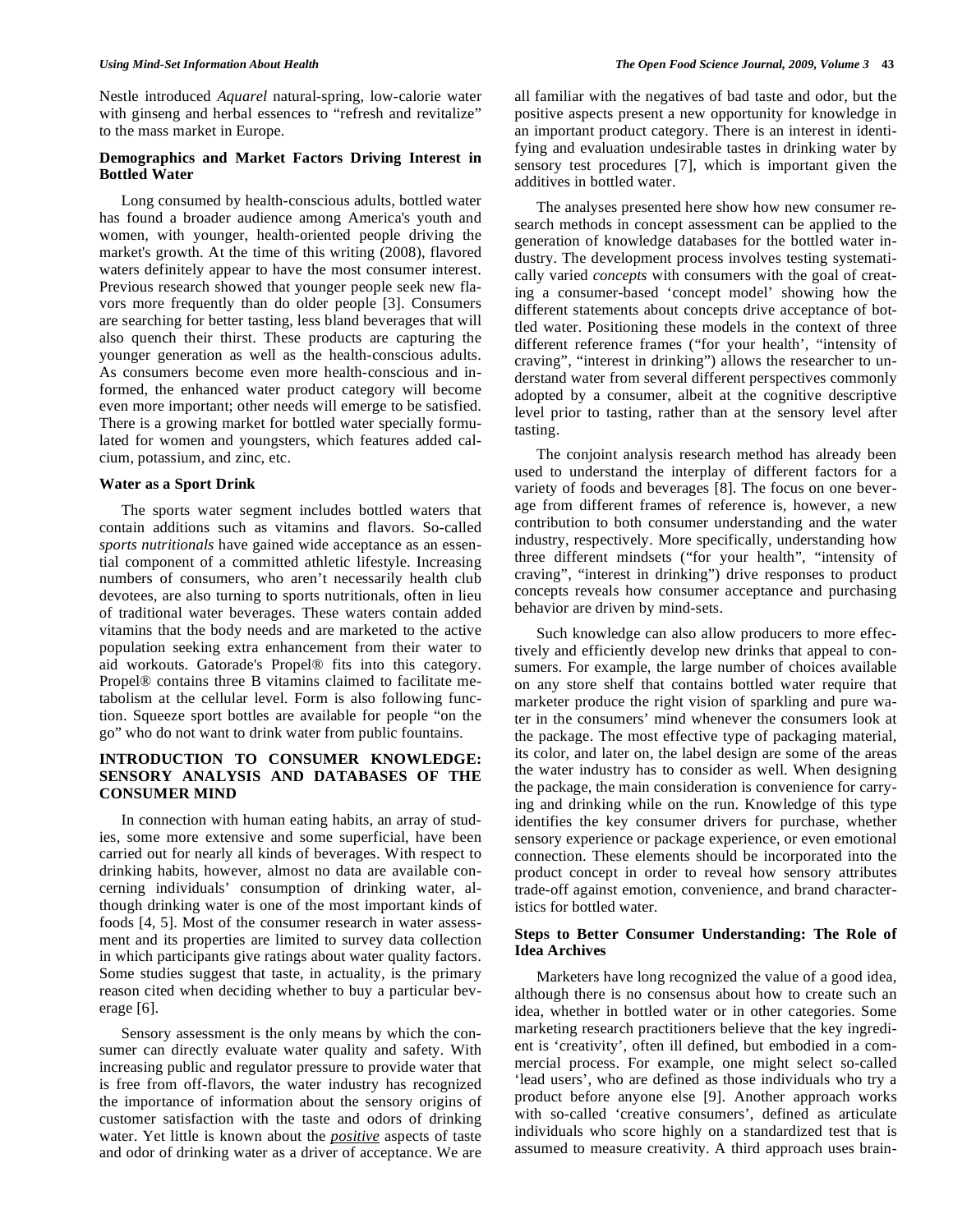Nestle introduced *Aquarel* natural-spring, low-calorie water with ginseng and herbal essences to "refresh and revitalize" to the mass market in Europe.

### Demographics and Market Factors Driving Interest in Bottled Water

Long consumed by health-conscious adults, bottled water has found a broader audience among America's youth and women, with younger, health-oriented people driving the market's growth. At the time of this writing (2008), flavored waters definitely appear to have the most consumer interest. Previous research showed that younger people seek new flavors more frequently than do older people [3]. Consumers are searching for better tasting, less bland beverages that will also quench their thirst. These products are capturing the younger generation as well as the health-conscious adults. As consumers become even more health-conscious and informed, the enhanced water product category will become even more important; other needs will emerge to be satisfied. There is a growing market for bottled water specially formulated for women and youngsters, which features added calcium, potassium, and zinc, etc.

### Water as a Sport Drink

The sports water segment includes bottled waters that contain additions such as vitamins and flavors. So-called *sports nutritionals* have gained wide acceptance as an essential component of a committed athletic lifestyle. Increasing numbers of consumers, who aren't necessarily health club devotees, are also turning to sports nutritionals, often in lieu of traditional water beverages. These waters contain added vitamins that the body needs and are marketed to the active population seeking extra enhancement from their water to aid workouts. Gatorade's Propel® fits into this category. Propel® contains three B vitamins claimed to facilitate metabolism at the cellular level. Form is also following function. Squeeze sport bottles are available for people "on the go" who do not want to drink water from public fountains.

## INTRODUCTION TO CONSUMER KNOWLEDGE: SENSORY ANALYSIS AND DATABASES OF THE CONSUMER MIND

In connection with human eating habits, an array of studies, some more extensive and some superficial, have been carried out for nearly all kinds of beverages. With respect to drinking habits, however, almost no data are available concerning individuals' consumption of drinking water, although drinking water is one of the most important kinds of foods [4, 5]. Most of the consumer research in water assessment and its properties are limited to survey data collection in which participants give ratings about water quality factors. Some studies suggest that taste, in actuality, is the primary reason cited when deciding whether to buy a particular beverage [6].

Sensory assessment is the only means by which the consumer can directly evaluate water quality and safety. With increasing public and regulator pressure to provide water that is free from off-flavors, the water industry has recognized the importance of information about the sensory origins of customer satisfaction with the taste and odors of drinking water. Yet little is known about the *positive* aspects of taste and odor of drinking water as a driver of acceptance. We are all familiar with the negatives of bad taste and odor, but the positive aspects present a new opportunity for knowledge in an important product category. There is an interest in identifying and evaluation undesirable tastes in drinking water by sensory test procedures [7], which is important given the additives in bottled water.

The analyses presented here show how new consumer research methods in concept assessment can be applied to the generation of knowledge databases for the bottled water industry. The development process involves testing systematically varied *concepts* with consumers with the goal of creating a consumer-based 'concept model' showing how the different statements about concepts drive acceptance of bottled water. Positioning these models in the context of three different reference frames ("for your health', "intensity of craving", "interest in drinking") allows the researcher to understand water from several different perspectives commonly adopted by a consumer, albeit at the cognitive descriptive level prior to tasting, rather than at the sensory level after tasting.

The conjoint analysis research method has already been used to understand the interplay of different factors for a variety of foods and beverages [8]. The focus on one beverage from different frames of reference is, however, a new contribution to both consumer understanding and the water industry, respectively. More specifically, understanding how three different mindsets ("for your health", "intensity of craving", "interest in drinking") drive responses to product concepts reveals how consumer acceptance and purchasing behavior are driven by mind-sets.

Such knowledge can also allow producers to more effectively and efficiently develop new drinks that appeal to consumers. For example, the large number of choices available on any store shelf that contains bottled water require that marketer produce the right vision of sparkling and pure water in the consumers' mind whenever the consumers look at the package. The most effective type of packaging material, its color, and later on, the label design are some of the areas the water industry has to consider as well. When designing the package, the main consideration is convenience for carrying and drinking while on the run. Knowledge of this type identifies the key consumer drivers for purchase, whether sensory experience or package experience, or even emotional connection. These elements should be incorporated into the product concept in order to reveal how sensory attributes trade-off against emotion, convenience, and brand characteristics for bottled water.

### Steps to Better Consumer Understanding: The Role of Idea Archives

Marketers have long recognized the value of a good idea, although there is no consensus about how to create such an idea, whether in bottled water or in other categories. Some marketing research practitioners believe that the key ingredient is 'creativity', often ill defined, but embodied in a commercial process. For example, one might select so-called 'lead users', who are defined as those individuals who try a product before anyone else [9]. Another approach works with so-called 'creative consumers', defined as articulate individuals who score highly on a standardized test that is assumed to measure creativity. A third approach uses brain-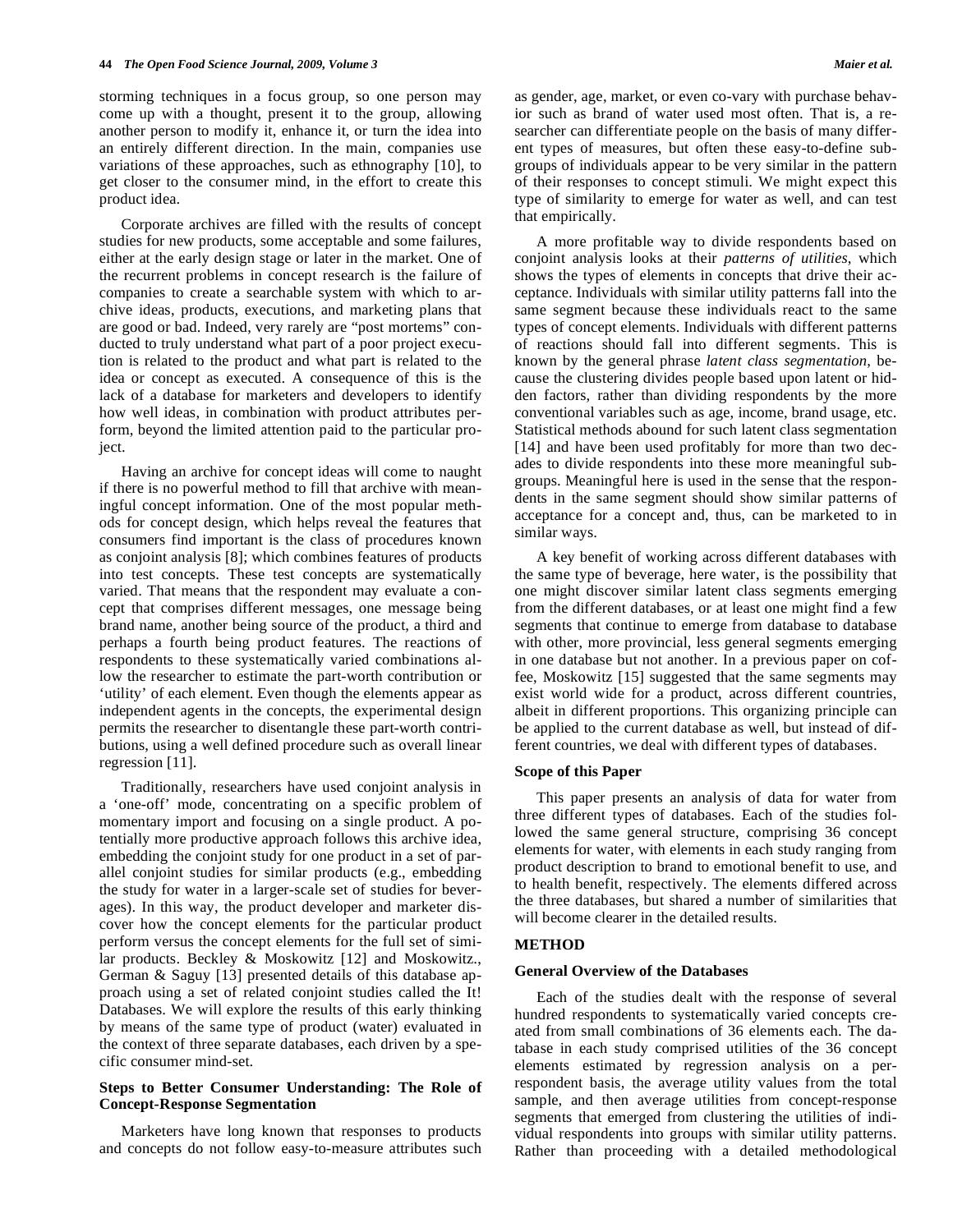storming techniques in a focus group, so one person may come up with a thought, present it to the group, allowing another person to modify it, enhance it, or turn the idea into an entirely different direction. In the main, companies use variations of these approaches, such as ethnography [10], to get closer to the consumer mind, in the effort to create this product idea.

Corporate archives are filled with the results of concept studies for new products, some acceptable and some failures, either at the early design stage or later in the market. One of the recurrent problems in concept research is the failure of companies to create a searchable system with which to archive ideas, products, executions, and marketing plans that are good or bad. Indeed, very rarely are "post mortems" conducted to truly understand what part of a poor project execution is related to the product and what part is related to the idea or concept as executed. A consequence of this is the lack of a database for marketers and developers to identify how well ideas, in combination with product attributes perform, beyond the limited attention paid to the particular project.

Having an archive for concept ideas will come to naught if there is no powerful method to fill that archive with meaningful concept information. One of the most popular methods for concept design, which helps reveal the features that consumers find important is the class of procedures known as conjoint analysis [8]; which combines features of products into test concepts. These test concepts are systematically varied. That means that the respondent may evaluate a concept that comprises different messages, one message being brand name, another being source of the product, a third and perhaps a fourth being product features. The reactions of respondents to these systematically varied combinations allow the researcher to estimate the part-worth contribution or 'utility' of each element. Even though the elements appear as independent agents in the concepts, the experimental design permits the researcher to disentangle these part-worth contributions, using a well defined procedure such as overall linear regression [11].

Traditionally, researchers have used conjoint analysis in a 'one-off' mode, concentrating on a specific problem of momentary import and focusing on a single product. A potentially more productive approach follows this archive idea, embedding the conjoint study for one product in a set of parallel conjoint studies for similar products (e.g., embedding the study for water in a larger-scale set of studies for beverages). In this way, the product developer and marketer discover how the concept elements for the particular product perform versus the concept elements for the full set of similar products. Beckley & Moskowitz [12] and Moskowitz., German & Saguy [13] presented details of this database approach using a set of related conjoint studies called the It! Databases. We will explore the results of this early thinking by means of the same type of product (water) evaluated in the context of three separate databases, each driven by a specific consumer mind-set.

### Steps to Better Consumer Understanding: The Role of Concept-Response Segmentation

Marketers have long known that responses to products and concepts do not follow easy-to-measure attributes such as gender, age, market, or even co-vary with purchase behavior such as brand of water used most often. That is, a researcher can differentiate people on the basis of many different types of measures, but often these easy-to-define subgroups of individuals appear to be very similar in the pattern of their responses to concept stimuli. We might expect this type of similarity to emerge for water as well, and can test that empirically.

A more profitable way to divide respondents based on conjoint analysis looks at their *patterns of utilities*, which shows the types of elements in concepts that drive their acceptance. Individuals with similar utility patterns fall into the same segment because these individuals react to the same types of concept elements. Individuals with different patterns of reactions should fall into different segments. This is known by the general phrase *latent class segmentation*, because the clustering divides people based upon latent or hidden factors, rather than dividing respondents by the more conventional variables such as age, income, brand usage, etc. Statistical methods abound for such latent class segmentation [14] and have been used profitably for more than two decades to divide respondents into these more meaningful subgroups. Meaningful here is used in the sense that the respondents in the same segment should show similar patterns of acceptance for a concept and, thus, can be marketed to in similar ways.

A key benefit of working across different databases with the same type of beverage, here water, is the possibility that one might discover similar latent class segments emerging from the different databases, or at least one might find a few segments that continue to emerge from database to database with other, more provincial, less general segments emerging in one database but not another. In a previous paper on coffee, Moskowitz [15] suggested that the same segments may exist world wide for a product, across different countries, albeit in different proportions. This organizing principle can be applied to the current database as well, but instead of different countries, we deal with different types of databases.

### Scope of this Paper

This paper presents an analysis of data for water from three different types of databases. Each of the studies followed the same general structure, comprising 36 concept elements for water, with elements in each study ranging from product description to brand to emotional benefit to use, and to health benefit, respectively. The elements differed across the three databases, but shared a number of similarities that will become clearer in the detailed results.

## METHOD

### General Overview of the Databases

Each of the studies dealt with the response of several hundred respondents to systematically varied concepts created from small combinations of 36 elements each. The database in each study comprised utilities of the 36 concept elements estimated by regression analysis on a per-respondent basis, the average utility values from the total sample, and then average utilities from concept-response segments that emerged from clustering the utilities of individual respondents into groups with similar utility patterns. Rather than proceeding with a detailed methodological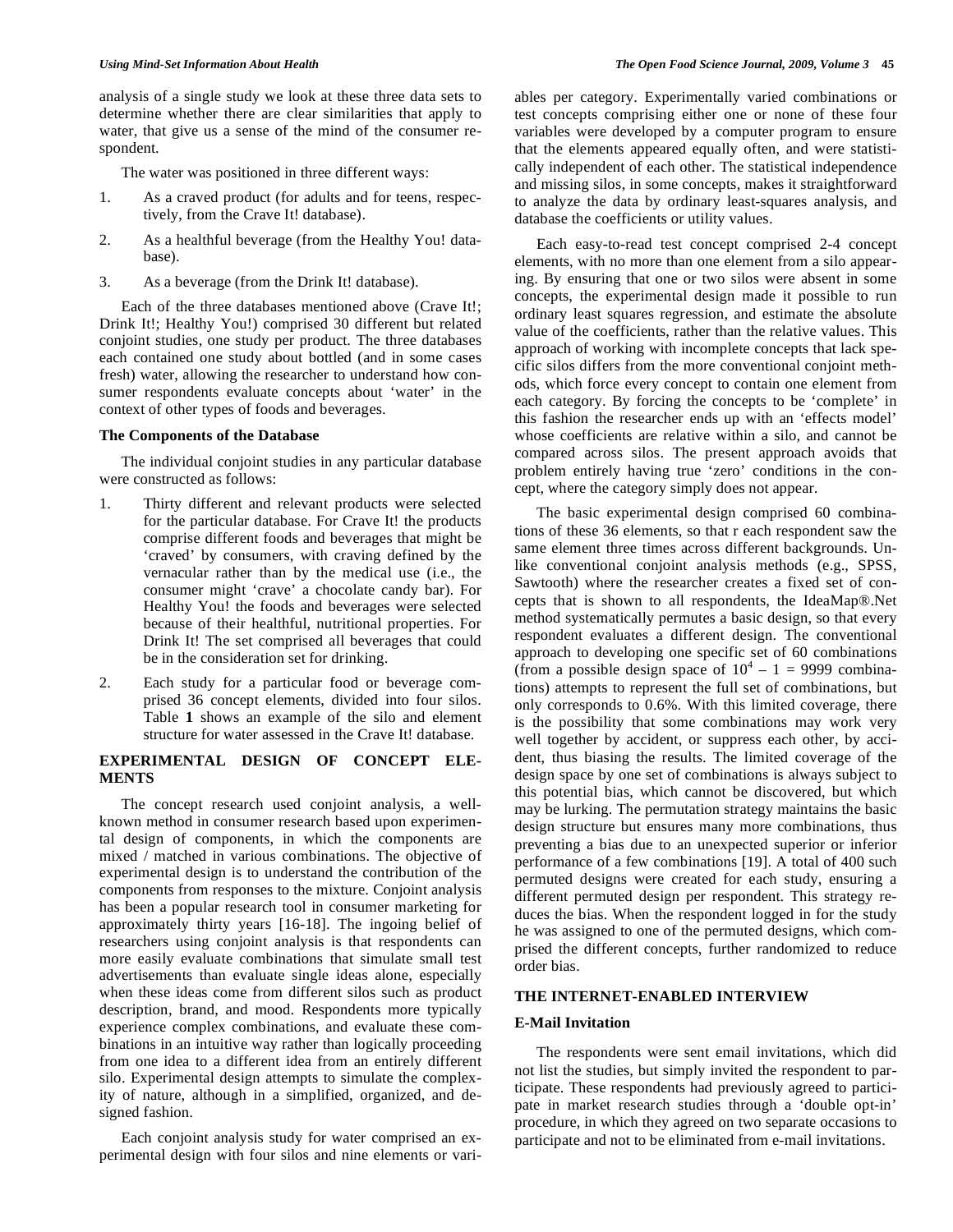analysis of a single study we look at these three data sets to determine whether there are clear similarities that apply to water, that give us a sense of the mind of the consumer respondent.

The water was positioned in three different ways:

1. As a craved product (for adults and for teens, respectively, from the Crave It! database).
2. As a healthful beverage (from the Healthy You! database).
3. As a beverage (from the Drink It! database).

Each of the three databases mentioned above (Crave It!; Drink It!; Healthy You!) comprised 30 different but related conjoint studies, one study per product. The three databases each contained one study about bottled (and in some cases fresh) water, allowing the researcher to understand how consumer respondents evaluate concepts about 'water' in the context of other types of foods and beverages.

**The Components of the Database**

The individual conjoint studies in any particular database were constructed as follows:

1. Thirty different and relevant products were selected for the particular database. For Crave It! the products comprise different foods and beverages that might be 'craved' by consumers, with craving defined by the vernacular rather than by the medical use (i.e., the consumer might 'crave' a chocolate candy bar). For Healthy You! the foods and beverages were selected because of their healthful, nutritional properties. For Drink It! The set comprised all beverages that could be in the consideration set for drinking.
2. Each study for a particular food or beverage comprised 36 concept elements, divided into four silos. Table **1** shows an example of the silo and element structure for water assessed in the Crave It! database.

## EXPERIMENTAL DESIGN OF CONCEPT ELEMENTS

The concept research used conjoint analysis, a well-known method in consumer research based upon experimental design of components, in which the components are mixed / matched in various combinations. The objective of experimental design is to understand the contribution of the components from responses to the mixture. Conjoint analysis has been a popular research tool in consumer marketing for approximately thirty years [16-18]. The ingoing belief of researchers using conjoint analysis is that respondents can more easily evaluate combinations that simulate small test advertisements than evaluate single ideas alone, especially when these ideas come from different silos such as product description, brand, and mood. Respondents more typically experience complex combinations, and evaluate these combinations in an intuitive way rather than logically proceeding from one idea to a different idea from an entirely different silo. Experimental design attempts to simulate the complexity of nature, although in a simplified, organized, and designed fashion.

Each conjoint analysis study for water comprised an experimental design with four silos and nine elements or variables per category. Experimentally varied combinations or test concepts comprising either one or none of these four variables were developed by a computer program to ensure that the elements appeared equally often, and were statistically independent of each other. The statistical independence and missing silos, in some concepts, makes it straightforward to analyze the data by ordinary least-squares analysis, and database the coefficients or utility values.

Each easy-to-read test concept comprised 2-4 concept elements, with no more than one element from a silo appearing. By ensuring that one or two silos were absent in some concepts, the experimental design made it possible to run ordinary least squares regression, and estimate the absolute value of the coefficients, rather than the relative values. This approach of working with incomplete concepts that lack specific silos differs from the more conventional conjoint methods, which force every concept to contain one element from each category. By forcing the concepts to be 'complete' in this fashion the researcher ends up with an 'effects model' whose coefficients are relative within a silo, and cannot be compared across silos. The present approach avoids that problem entirely having true 'zero' conditions in the concept, where the category simply does not appear.

The basic experimental design comprised 60 combinations of these 36 elements, so that r each respondent saw the same element three times across different backgrounds. Unlike conventional conjoint analysis methods (e.g., SPSS, Sawtooth) where the researcher creates a fixed set of concepts that is shown to all respondents, the IdeaMap®.Net method systematically permutes a basic design, so that every respondent evaluates a different design. The conventional approach to developing one specific set of 60 combinations (from a possible design space of $10^4 - 1 = 9999$ combinations) attempts to represent the full set of combinations, but only corresponds to 0.6%. With this limited coverage, there is the possibility that some combinations may work very well together by accident, or suppress each other, by accident, thus biasing the results. The limited coverage of the design space by one set of combinations is always subject to this potential bias, which cannot be discovered, but which may be lurking. The permutation strategy maintains the basic design structure but ensures many more combinations, thus preventing a bias due to an unexpected superior or inferior performance of a few combinations [19]. A total of 400 such permuted designs were created for each study, ensuring a different permuted design per respondent. This strategy reduces the bias. When the respondent logged in for the study he was assigned to one of the permuted designs, which comprised the different concepts, further randomized to reduce order bias.

## THE INTERNET-ENABLED INTERVIEW

### E-Mail Invitation

The respondents were sent email invitations, which did not list the studies, but simply invited the respondent to participate. These respondents had previously agreed to participate in market research studies through a 'double opt-in' procedure, in which they agreed on two separate occasions to participate and not to be eliminated from e-mail invitations.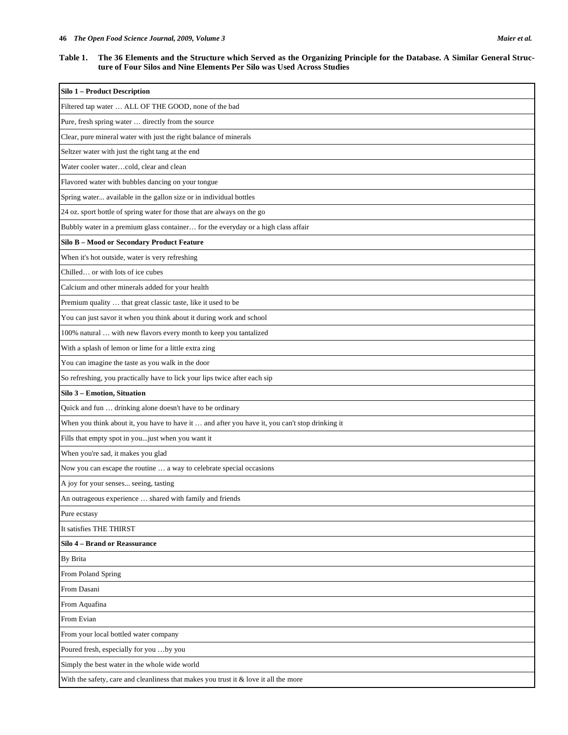**Table 1. The 36 Elements and the Structure which Served as the Organizing Principle for the Database. A Similar General Structure of Four Silos and Nine Elements Per Silo was Used Across Studies**

| |
|---|
| **Silo 1 – Product Description** |
| Filtered tap water … ALL OF THE GOOD, none of the bad |
| Pure, fresh spring water … directly from the source |
| Clear, pure mineral water with just the right balance of minerals |
| Seltzer water with just the right tang at the end |
| Water cooler water…cold, clear and clean |
| Flavored water with bubbles dancing on your tongue |
| Spring water... available in the gallon size or in individual bottles |
| 24 oz. sport bottle of spring water for those that are always on the go |
| Bubbly water in a premium glass container… for the everyday or a high class affair |
| **Silo B – Mood or Secondary Product Feature** |
| When it's hot outside, water is very refreshing |
| Chilled… or with lots of ice cubes |
| Calcium and other minerals added for your health |
| Premium quality … that great classic taste, like it used to be |
| You can just savor it when you think about it during work and school |
| 100% natural … with new flavors every month to keep you tantalized |
| With a splash of lemon or lime for a little extra zing |
| You can imagine the taste as you walk in the door |
| So refreshing, you practically have to lick your lips twice after each sip |
| **Silo 3 – Emotion, Situation** |
| Quick and fun … drinking alone doesn't have to be ordinary |
| When you think about it, you have to have it … and after you have it, you can't stop drinking it |
| Fills that empty spot in you...just when you want it |
| When you're sad, it makes you glad |
| Now you can escape the routine … a way to celebrate special occasions |
| A joy for your senses... seeing, tasting |
| An outrageous experience … shared with family and friends |
| Pure ecstasy |
| It satisfies THE THIRST |
| **Silo 4 – Brand or Reassurance** |
| By Brita |
| From Poland Spring |
| From Dasani |
| From Aquafina |
| From Evian |
| From your local bottled water company |
| Poured fresh, especially for you …by you |
| Simply the best water in the whole wide world |
| With the safety, care and cleanliness that makes you trust it & love it all the more |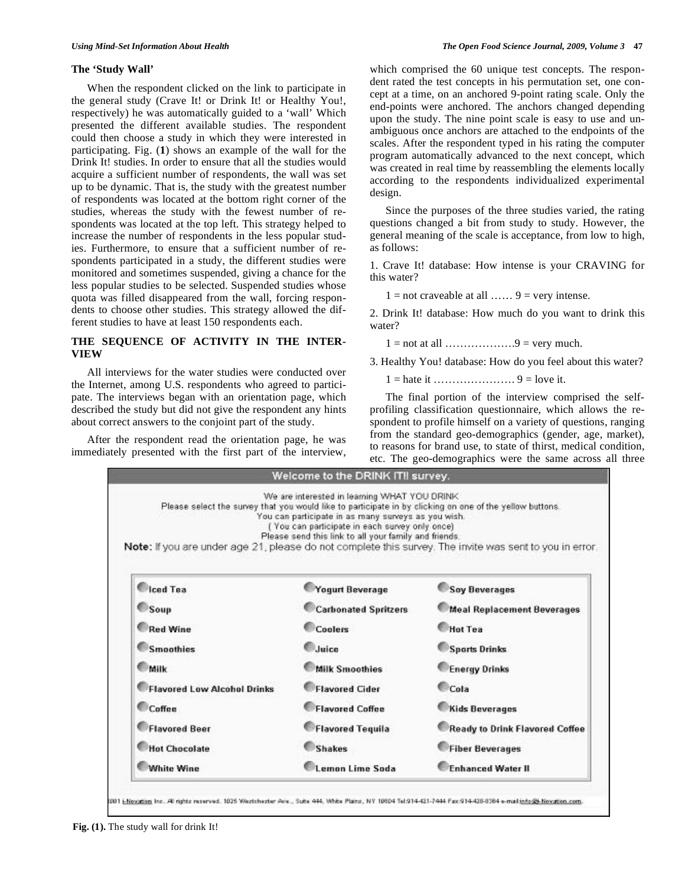### The 'Study Wall'

When the respondent clicked on the link to participate in the general study (Crave It! or Drink It! or Healthy You!, respectively) he was automatically guided to a 'wall' Which presented the different available studies. The respondent could then choose a study in which they were interested in participating. Fig. (**1**) shows an example of the wall for the Drink It! studies. In order to ensure that all the studies would acquire a sufficient number of respondents, the wall was set up to be dynamic. That is, the study with the greatest number of respondents was located at the bottom right corner of the studies, whereas the study with the fewest number of respondents was located at the top left. This strategy helped to increase the number of respondents in the less popular studies. Furthermore, to ensure that a sufficient number of respondents participated in a study, the different studies were monitored and sometimes suspended, giving a chance for the less popular studies to be selected. Suspended studies whose quota was filled disappeared from the wall, forcing respondents to choose other studies. This strategy allowed the different studies to have at least 150 respondents each.

## THE SEQUENCE OF ACTIVITY IN THE INTERVIEW

All interviews for the water studies were conducted over the Internet, among U.S. respondents who agreed to participate. The interviews began with an orientation page, which described the study but did not give the respondent any hints about correct answers to the conjoint part of the study.

After the respondent read the orientation page, he was immediately presented with the first part of the interview, which comprised the 60 unique test concepts. The respondent rated the test concepts in his permutation set, one concept at a time, on an anchored 9-point rating scale. Only the end-points were anchored. The anchors changed depending upon the study. The nine point scale is easy to use and unambiguous once anchors are attached to the endpoints of the scales. After the respondent typed in his rating the computer program automatically advanced to the next concept, which was created in real time by reassembling the elements locally according to the respondents individualized experimental design.

Since the purposes of the three studies varied, the rating questions changed a bit from study to study. However, the general meaning of the scale is acceptance, from low to high, as follows:

1. Crave It! database: How intense is your CRAVING for this water?

   1 = not craveable at all …… 9 = very intense.

2. Drink It! database: How much do you want to drink this water?

   1 = not at all ……………….9 = very much.

3. Healthy You! database: How do you feel about this water?

   1 = hate it …………………. 9 = love it.

The final portion of the interview comprised the self-profiling classification questionnaire, which allows the respondent to profile himself on a variety of questions, ranging from the standard geo-demographics (gender, age, market), to reasons for brand use, to state of thirst, medical condition, etc. The geo-demographics were the same across all three

Welcome to the DRINK IT!! survey.

We are interested in learning WHAT YOU DRINK
Please select the survey that you would like to participate in by clicking on one of the yellow buttons.
You can participate in as many surveys as you wish.
( You can participate in each survey only once)
Please send this link to all your family and friends.
**Note:** If you are under age 21, please do not complete this survey. The invite was sent to you in error.

Iced Tea, Soup, Red Wine, Smoothies, Milk, Flavored Low Alcohol Drinks, Coffee, Flavored Beer, Hot Chocolate, White Wine
Yogurt Beverage, Carbonated Spritzers, Coolers, Juice, Milk Smoothies, Flavored Cider, Flavored Coffee, Flavored Tequila, Shakes, Lemon Lime Soda
Soy Beverages, Meal Replacement Beverages, Hot Tea, Sports Drinks, Energy Drinks, Cola, Kids Beverages, Ready to Drink Flavored Coffee, Fiber Beverages, Enhanced Water II

2001 i-Novation Inc. All rights reserved. 1025 Westchester Ave., Suite 444, White Plains, NY 10604 Tel:914-421-7444 Fax:914-428-8364 e-mail:info@i-Novation.com.

**Fig. (1).** The study wall for drink It!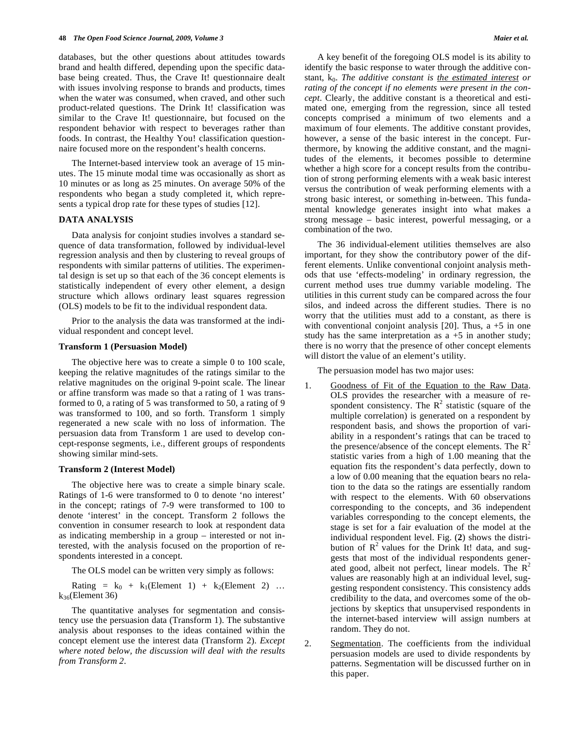databases, but the other questions about attitudes towards brand and health differed, depending upon the specific database being created. Thus, the Crave It! questionnaire dealt with issues involving response to brands and products, times when the water was consumed, when craved, and other such product-related questions. The Drink It! classification was similar to the Crave It! questionnaire, but focused on the respondent behavior with respect to beverages rather than foods. In contrast, the Healthy You! classification questionnaire focused more on the respondent's health concerns.

The Internet-based interview took an average of 15 minutes. The 15 minute modal time was occasionally as short as 10 minutes or as long as 25 minutes. On average 50% of the respondents who began a study completed it, which represents a typical drop rate for these types of studies [12].

## DATA ANALYSIS

Data analysis for conjoint studies involves a standard sequence of data transformation, followed by individual-level regression analysis and then by clustering to reveal groups of respondents with similar patterns of utilities. The experimental design is set up so that each of the 36 concept elements is statistically independent of every other element, a design structure which allows ordinary least squares regression (OLS) models to be fit to the individual respondent data.

Prior to the analysis the data was transformed at the individual respondent and concept level.

### Transform 1 (Persuasion Model)

The objective here was to create a simple 0 to 100 scale, keeping the relative magnitudes of the ratings similar to the relative magnitudes on the original 9-point scale. The linear or affine transform was made so that a rating of 1 was transformed to 0, a rating of 5 was transformed to 50, a rating of 9 was transformed to 100, and so forth. Transform 1 simply regenerated a new scale with no loss of information. The persuasion data from Transform 1 are used to develop concept-response segments, i.e., different groups of respondents showing similar mind-sets.

### Transform 2 (Interest Model)

The objective here was to create a simple binary scale. Ratings of 1-6 were transformed to 0 to denote 'no interest' in the concept; ratings of 7-9 were transformed to 100 to denote 'interest' in the concept. Transform 2 follows the convention in consumer research to look at respondent data as indicating membership in a group – interested or not interested, with the analysis focused on the proportion of respondents interested in a concept.

The OLS model can be written very simply as follows:

Rating = $k_0$ + $k_1$(Element 1) + $k_2$(Element 2) … $k_{36}$(Element 36)

The quantitative analyses for segmentation and consistency use the persuasion data (Transform 1). The substantive analysis about responses to the ideas contained within the concept element use the interest data (Transform 2). *Except where noted below, the discussion will deal with the results from Transform 2*.

A key benefit of the foregoing OLS model is its ability to identify the basic response to water through the additive constant, $k_0$. *The additive constant is* *__the estimated interest__* *or rating of the concept if no elements were present in the concept*. Clearly, the additive constant is a theoretical and estimated one, emerging from the regression, since all tested concepts comprised a minimum of two elements and a maximum of four elements. The additive constant provides, however, a sense of the basic interest in the concept. Furthermore, by knowing the additive constant, and the magnitudes of the elements, it becomes possible to determine whether a high score for a concept results from the contribution of strong performing elements with a weak basic interest versus the contribution of weak performing elements with a strong basic interest, or something in-between. This fundamental knowledge generates insight into what makes a strong message – basic interest, powerful messaging, or a combination of the two.

The 36 individual-element utilities themselves are also important, for they show the contributory power of the different elements. Unlike conventional conjoint analysis methods that use 'effects-modeling' in ordinary regression, the current method uses true dummy variable modeling. The utilities in this current study can be compared across the four silos, and indeed across the different studies. There is no worry that the utilities must add to a constant, as there is with conventional conjoint analysis [20]. Thus, a +5 in one study has the same interpretation as a +5 in another study; there is no worry that the presence of other concept elements will distort the value of an element's utility.

The persuasion model has two major uses:

1. __Goodness of Fit of the Equation to the Raw Data__. OLS provides the researcher with a measure of respondent consistency. The $R^2$ statistic (square of the multiple correlation) is generated on a respondent by respondent basis, and shows the proportion of variability in a respondent's ratings that can be traced to the presence/absence of the concept elements. The $R^2$ statistic varies from a high of 1.00 meaning that the equation fits the respondent's data perfectly, down to a low of 0.00 meaning that the equation bears no relation to the data so the ratings are essentially random with respect to the elements. With 60 observations corresponding to the concepts, and 36 independent variables corresponding to the concept elements, the stage is set for a fair evaluation of the model at the individual respondent level. Fig. (**2**) shows the distribution of $R^2$ values for the Drink It! data, and suggests that most of the individual respondents generated good, albeit not perfect, linear models. The $R^2$ values are reasonably high at an individual level, suggesting respondent consistency. This consistency adds credibility to the data, and overcomes some of the objections by skeptics that unsupervised respondents in the internet-based interview will assign numbers at random. They do not.

2. __Segmentation__. The coefficients from the individual persuasion models are used to divide respondents by patterns. Segmentation will be discussed further on in this paper.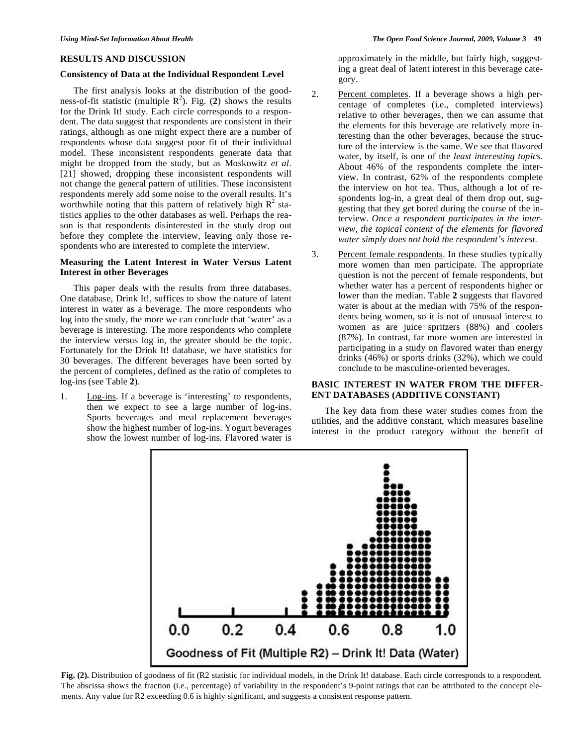## RESULTS AND DISCUSSION

### Consistency of Data at the Individual Respondent Level

The first analysis looks at the distribution of the goodness-of-fit statistic (multiple $R^2$). Fig. (**2**) shows the results for the Drink It! study. Each circle corresponds to a respondent. The data suggest that respondents are consistent in their ratings, although as one might expect there are a number of respondents whose data suggest poor fit of their individual model. These inconsistent respondents generate data that might be dropped from the study, but as Moskowitz *et al*. [21] showed, dropping these inconsistent respondents will not change the general pattern of utilities. These inconsistent respondents merely add some noise to the overall results. It's worthwhile noting that this pattern of relatively high $R^2$ statistics applies to the other databases as well. Perhaps the reason is that respondents disinterested in the study drop out before they complete the interview, leaving only those respondents who are interested to complete the interview.

### Measuring the Latent Interest in Water Versus Latent Interest in other Beverages

This paper deals with the results from three databases. One database, Drink It!, suffices to show the nature of latent interest in water as a beverage. The more respondents who log into the study, the more we can conclude that 'water' as a beverage is interesting. The more respondents who complete the interview versus log in, the greater should be the topic. Fortunately for the Drink It! database, we have statistics for 30 beverages. The different beverages have been sorted by the percent of completes, defined as the ratio of completes to log-ins (see Table **2**).

1. Log-ins. If a beverage is 'interesting' to respondents, then we expect to see a large number of log-ins. Sports beverages and meal replacement beverages show the highest number of log-ins. Yogurt beverages show the lowest number of log-ins. Flavored water is approximately in the middle, but fairly high, suggesting a great deal of latent interest in this beverage category.

2. Percent completes. If a beverage shows a high percentage of completes (i.e., completed interviews) relative to other beverages, then we can assume that the elements for this beverage are relatively more interesting than the other beverages, because the structure of the interview is the same. We see that flavored water, by itself, is one of the *least interesting topics*. About 46% of the respondents complete the interview. In contrast, 62% of the respondents complete the interview on hot tea. Thus, although a lot of respondents log-in, a great deal of them drop out, suggesting that they get bored during the course of the interview. *Once a respondent participates in the interview, the topical content of the elements for flavored water simply does not hold the respondent's interest.*

3. Percent female respondents. In these studies typically more women than men participate. The appropriate question is not the percent of female respondents, but whether water has a percent of respondents higher or lower than the median. Table **2** suggests that flavored water is about at the median with 75% of the respondents being women, so it is not of unusual interest to women as are juice spritzers (88%) and coolers (87%). In contrast, far more women are interested in participating in a study on flavored water than energy drinks (46%) or sports drinks (32%), which we could conclude to be masculine-oriented beverages.

## BASIC INTEREST IN WATER FROM THE DIFFERENT DATABASES (ADDITIVE CONSTANT)

The key data from these water studies comes from the utilities, and the additive constant, which measures baseline interest in the product category without the benefit of

0.0
0.2
0.4
0.6
0.8
1.0
Goodness of Fit (Multiple R2) – Drink It! Data (Water)

**Fig. (2).** Distribution of goodness of fit (R2 statistic for individual models, in the Drink It! database. Each circle corresponds to a respondent. The abscissa shows the fraction (i.e., percentage) of variability in the respondent's 9-point ratings that can be attributed to the concept elements. Any value for R2 exceeding 0.6 is highly significant, and suggests a consistent response pattern.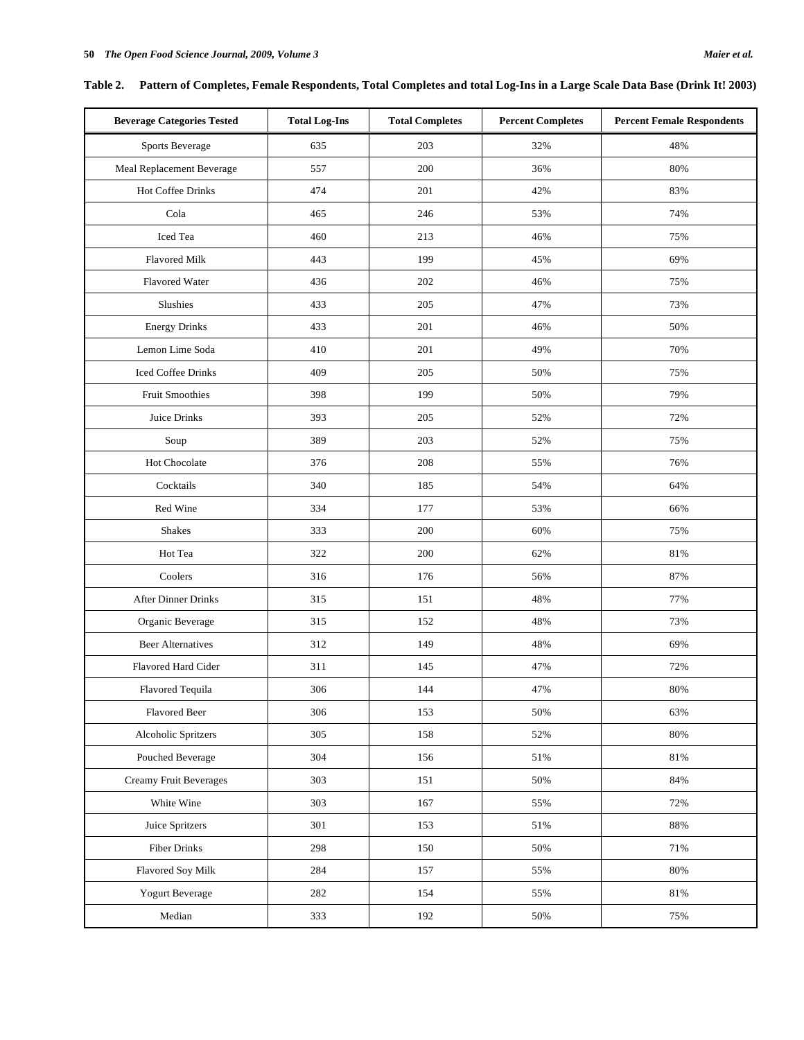**Table 2. Pattern of Completes, Female Respondents, Total Completes and total Log-Ins in a Large Scale Data Base (Drink It! 2003)**

| Beverage Categories Tested | Total Log-Ins | Total Completes | Percent Completes | Percent Female Respondents |
|---|---|---|---|---|
| Sports Beverage | 635 | 203 | 32% | 48% |
| Meal Replacement Beverage | 557 | 200 | 36% | 80% |
| Hot Coffee Drinks | 474 | 201 | 42% | 83% |
| Cola | 465 | 246 | 53% | 74% |
| Iced Tea | 460 | 213 | 46% | 75% |
| Flavored Milk | 443 | 199 | 45% | 69% |
| Flavored Water | 436 | 202 | 46% | 75% |
| Slushies | 433 | 205 | 47% | 73% |
| Energy Drinks | 433 | 201 | 46% | 50% |
| Lemon Lime Soda | 410 | 201 | 49% | 70% |
| Iced Coffee Drinks | 409 | 205 | 50% | 75% |
| Fruit Smoothies | 398 | 199 | 50% | 79% |
| Juice Drinks | 393 | 205 | 52% | 72% |
| Soup | 389 | 203 | 52% | 75% |
| Hot Chocolate | 376 | 208 | 55% | 76% |
| Cocktails | 340 | 185 | 54% | 64% |
| Red Wine | 334 | 177 | 53% | 66% |
| Shakes | 333 | 200 | 60% | 75% |
| Hot Tea | 322 | 200 | 62% | 81% |
| Coolers | 316 | 176 | 56% | 87% |
| After Dinner Drinks | 315 | 151 | 48% | 77% |
| Organic Beverage | 315 | 152 | 48% | 73% |
| Beer Alternatives | 312 | 149 | 48% | 69% |
| Flavored Hard Cider | 311 | 145 | 47% | 72% |
| Flavored Tequila | 306 | 144 | 47% | 80% |
| Flavored Beer | 306 | 153 | 50% | 63% |
| Alcoholic Spritzers | 305 | 158 | 52% | 80% |
| Pouched Beverage | 304 | 156 | 51% | 81% |
| Creamy Fruit Beverages | 303 | 151 | 50% | 84% |
| White Wine | 303 | 167 | 55% | 72% |
| Juice Spritzers | 301 | 153 | 51% | 88% |
| Fiber Drinks | 298 | 150 | 50% | 71% |
| Flavored Soy Milk | 284 | 157 | 55% | 80% |
| Yogurt Beverage | 282 | 154 | 55% | 81% |
| Median | 333 | 192 | 50% | 75% |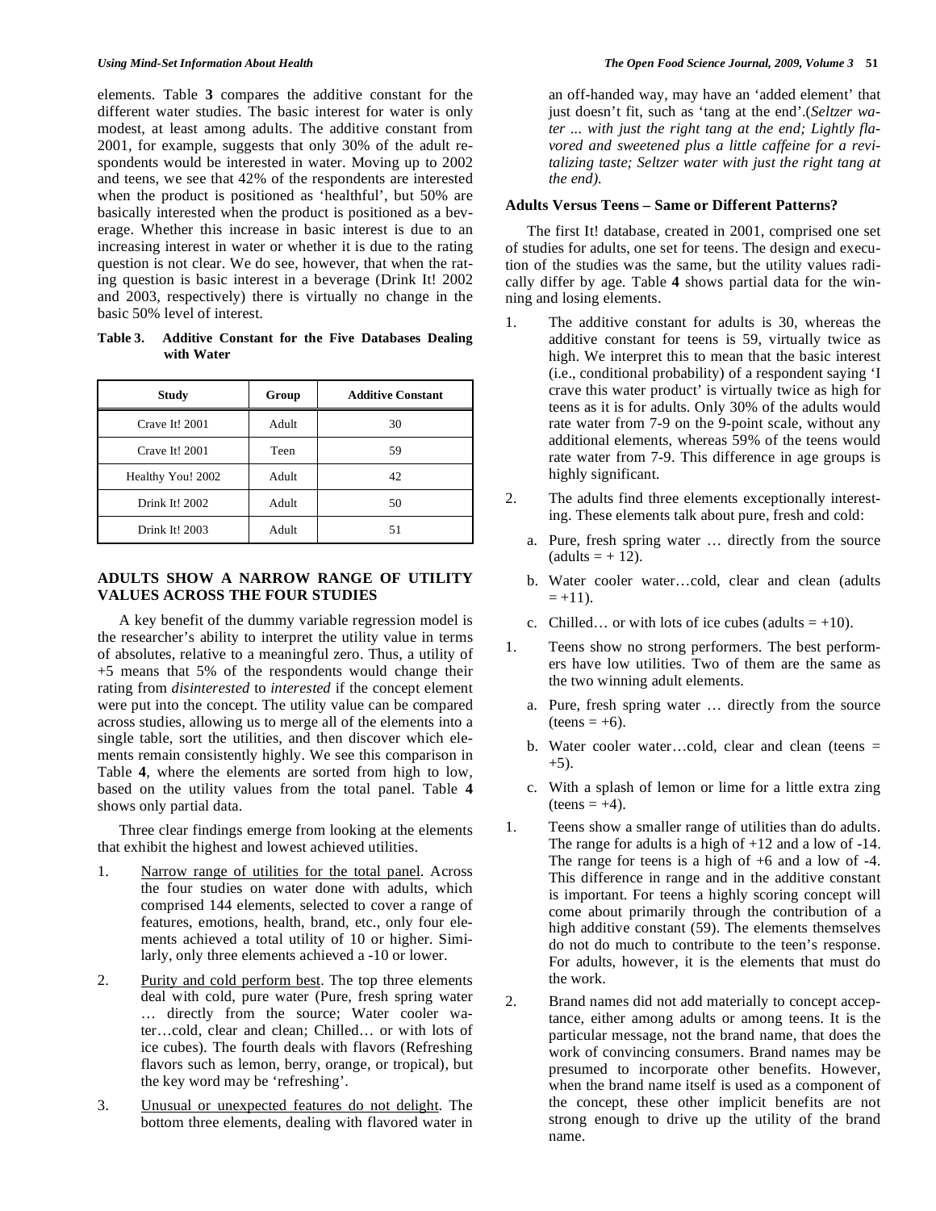elements. Table **3** compares the additive constant for the different water studies. The basic interest for water is only modest, at least among adults. The additive constant from 2001, for example, suggests that only 30% of the adult respondents would be interested in water. Moving up to 2002 and teens, we see that 42% of the respondents are interested when the product is positioned as 'healthful', but 50% are basically interested when the product is positioned as a beverage. Whether this increase in basic interest is due to an increasing interest in water or whether it is due to the rating question is not clear. We do see, however, that when the rating question is basic interest in a beverage (Drink It! 2002 and 2003, respectively) there is virtually no change in the basic 50% level of interest.

**Table 3. Additive Constant for the Five Databases Dealing with Water**

| Study | Group | Additive Constant |
|---|---|---|
| Crave It! 2001 | Adult | 30 |
| Crave It! 2001 | Teen | 59 |
| Healthy You! 2002 | Adult | 42 |
| Drink It! 2002 | Adult | 50 |
| Drink It! 2003 | Adult | 51 |

## ADULTS SHOW A NARROW RANGE OF UTILITY VALUES ACROSS THE FOUR STUDIES

A key benefit of the dummy variable regression model is the researcher's ability to interpret the utility value in terms of absolutes, relative to a meaningful zero. Thus, a utility of +5 means that 5% of the respondents would change their rating from *disinterested* to *interested* if the concept element were put into the concept. The utility value can be compared across studies, allowing us to merge all of the elements into a single table, sort the utilities, and then discover which elements remain consistently highly. We see this comparison in Table **4**, where the elements are sorted from high to low, based on the utility values from the total panel. Table **4** shows only partial data.

Three clear findings emerge from looking at the elements that exhibit the highest and lowest achieved utilities.

1. Narrow range of utilities for the total panel. Across the four studies on water done with adults, which comprised 144 elements, selected to cover a range of features, emotions, health, brand, etc., only four elements achieved a total utility of 10 or higher. Similarly, only three elements achieved a -10 or lower.
2. Purity and cold perform best. The top three elements deal with cold, pure water (Pure, fresh spring water … directly from the source; Water cooler water…cold, clear and clean; Chilled… or with lots of ice cubes). The fourth deals with flavors (Refreshing flavors such as lemon, berry, orange, or tropical), but the key word may be 'refreshing'.
3. Unusual or unexpected features do not delight. The bottom three elements, dealing with flavored water in an off-handed way, may have an 'added element' that just doesn't fit, such as 'tang at the end'.(*Seltzer water ... with just the right tang at the end; Lightly flavored and sweetened plus a little caffeine for a revitalizing taste; Seltzer water with just the right tang at the end).*

### Adults Versus Teens – Same or Different Patterns?

The first It! database, created in 2001, comprised one set of studies for adults, one set for teens. The design and execution of the studies was the same, but the utility values radically differ by age. Table **4** shows partial data for the winning and losing elements.

1. The additive constant for adults is 30, whereas the additive constant for teens is 59, virtually twice as high. We interpret this to mean that the basic interest (i.e., conditional probability) of a respondent saying 'I crave this water product' is virtually twice as high for teens as it is for adults. Only 30% of the adults would rate water from 7-9 on the 9-point scale, without any additional elements, whereas 59% of the teens would rate water from 7-9. This difference in age groups is highly significant.
2. The adults find three elements exceptionally interesting. These elements talk about pure, fresh and cold:
   a. Pure, fresh spring water … directly from the source (adults = + 12).
   b. Water cooler water…cold, clear and clean (adults = +11).
   c. Chilled… or with lots of ice cubes (adults = +10).

1. Teens show no strong performers. The best performers have low utilities. Two of them are the same as the two winning adult elements.
   a. Pure, fresh spring water … directly from the source (teens = +6).
   b. Water cooler water…cold, clear and clean (teens = +5).
   c. With a splash of lemon or lime for a little extra zing (teens = +4).

1. Teens show a smaller range of utilities than do adults. The range for adults is a high of +12 and a low of -14. The range for teens is a high of +6 and a low of -4. This difference in range and in the additive constant is important. For teens a highly scoring concept will come about primarily through the contribution of a high additive constant (59). The elements themselves do not do much to contribute to the teen's response. For adults, however, it is the elements that must do the work.
2. Brand names did not add materially to concept acceptance, either among adults or among teens. It is the particular message, not the brand name, that does the work of convincing consumers. Brand names may be presumed to incorporate other benefits. However, when the brand name itself is used as a component of the concept, these other implicit benefits are not strong enough to drive up the utility of the brand name.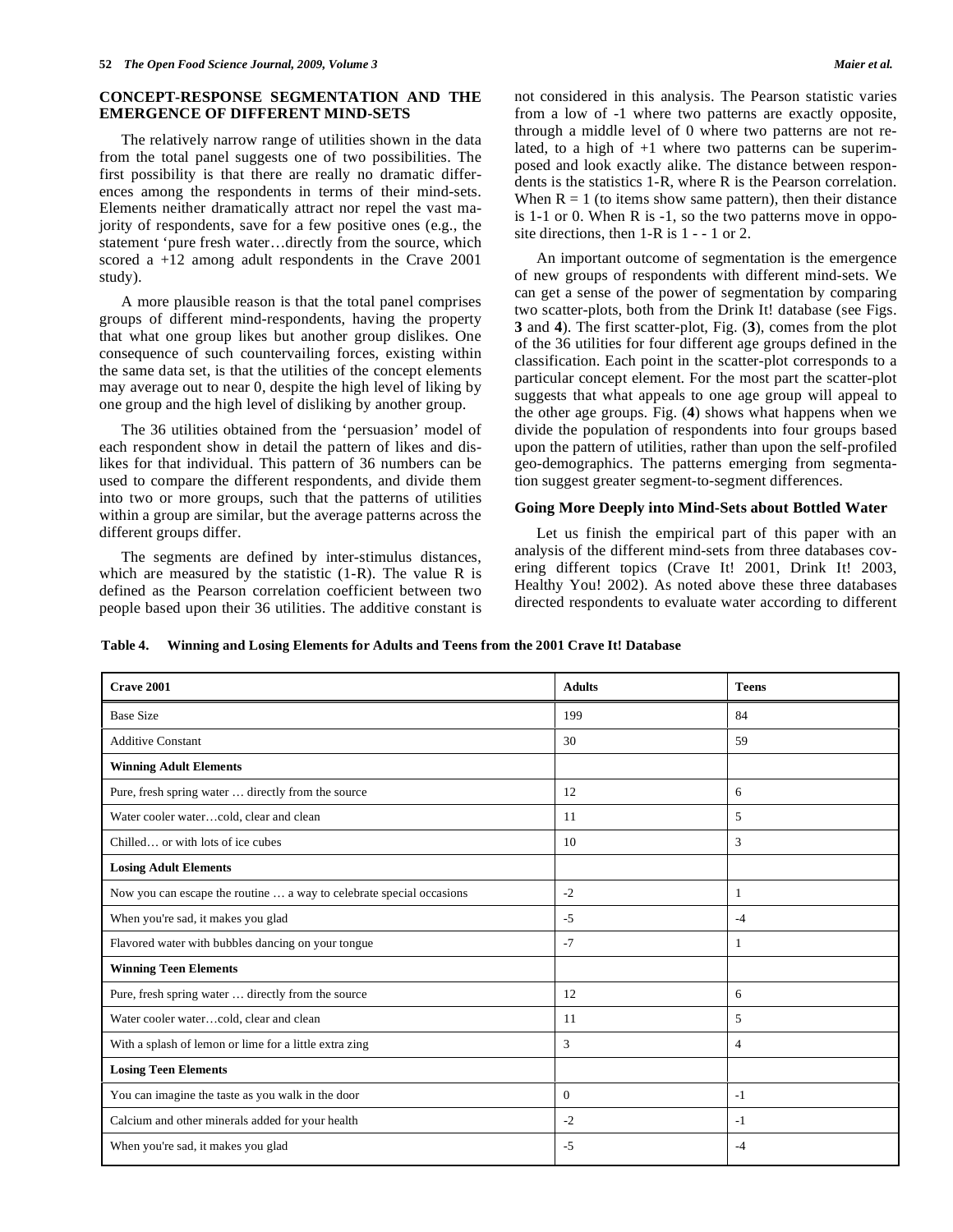## CONCEPT-RESPONSE SEGMENTATION AND THE EMERGENCE OF DIFFERENT MIND-SETS

The relatively narrow range of utilities shown in the data from the total panel suggests one of two possibilities. The first possibility is that there are really no dramatic differences among the respondents in terms of their mind-sets. Elements neither dramatically attract nor repel the vast majority of respondents, save for a few positive ones (e.g., the statement 'pure fresh water…directly from the source, which scored a +12 among adult respondents in the Crave 2001 study).

A more plausible reason is that the total panel comprises groups of different mind-respondents, having the property that what one group likes but another group dislikes. One consequence of such countervailing forces, existing within the same data set, is that the utilities of the concept elements may average out to near 0, despite the high level of liking by one group and the high level of disliking by another group.

The 36 utilities obtained from the 'persuasion' model of each respondent show in detail the pattern of likes and dislikes for that individual. This pattern of 36 numbers can be used to compare the different respondents, and divide them into two or more groups, such that the patterns of utilities within a group are similar, but the average patterns across the different groups differ.

The segments are defined by inter-stimulus distances, which are measured by the statistic (1-R). The value R is defined as the Pearson correlation coefficient between two people based upon their 36 utilities. The additive constant is not considered in this analysis. The Pearson statistic varies from a low of -1 where two patterns are exactly opposite, through a middle level of 0 where two patterns are not related, to a high of +1 where two patterns can be superimposed and look exactly alike. The distance between respondents is the statistics 1-R, where R is the Pearson correlation. When R = 1 (to items show same pattern), then their distance is 1-1 or 0. When R is -1, so the two patterns move in opposite directions, then 1-R is 1 - - 1 or 2.

An important outcome of segmentation is the emergence of new groups of respondents with different mind-sets. We can get a sense of the power of segmentation by comparing two scatter-plots, both from the Drink It! database (see Figs. **3** and **4**). The first scatter-plot, Fig. (**3**), comes from the plot of the 36 utilities for four different age groups defined in the classification. Each point in the scatter-plot corresponds to a particular concept element. For the most part the scatter-plot suggests that what appeals to one age group will appeal to the other age groups. Fig. (**4**) shows what happens when we divide the population of respondents into four groups based upon the pattern of utilities, rather than upon the self-profiled geo-demographics. The patterns emerging from segmentation suggest greater segment-to-segment differences.

### Going More Deeply into Mind-Sets about Bottled Water

Let us finish the empirical part of this paper with an analysis of the different mind-sets from three databases covering different topics (Crave It! 2001, Drink It! 2003, Healthy You! 2002). As noted above these three databases directed respondents to evaluate water according to different

**Table 4. Winning and Losing Elements for Adults and Teens from the 2001 Crave It! Database**

| Crave 2001 | Adults | Teens |
|---|---|---|
| Base Size | 199 | 84 |
| Additive Constant | 30 | 59 |
| **Winning Adult Elements** | | |
| Pure, fresh spring water … directly from the source | 12 | 6 |
| Water cooler water…cold, clear and clean | 11 | 5 |
| Chilled… or with lots of ice cubes | 10 | 3 |
| **Losing Adult Elements** | | |
| Now you can escape the routine … a way to celebrate special occasions | -2 | 1 |
| When you're sad, it makes you glad | -5 | -4 |
| Flavored water with bubbles dancing on your tongue | -7 | 1 |
| **Winning Teen Elements** | | |
| Pure, fresh spring water … directly from the source | 12 | 6 |
| Water cooler water…cold, clear and clean | 11 | 5 |
| With a splash of lemon or lime for a little extra zing | 3 | 4 |
| **Losing Teen Elements** | | |
| You can imagine the taste as you walk in the door | 0 | -1 |
| Calcium and other minerals added for your health | -2 | -1 |
| When you're sad, it makes you glad | -5 | -4 |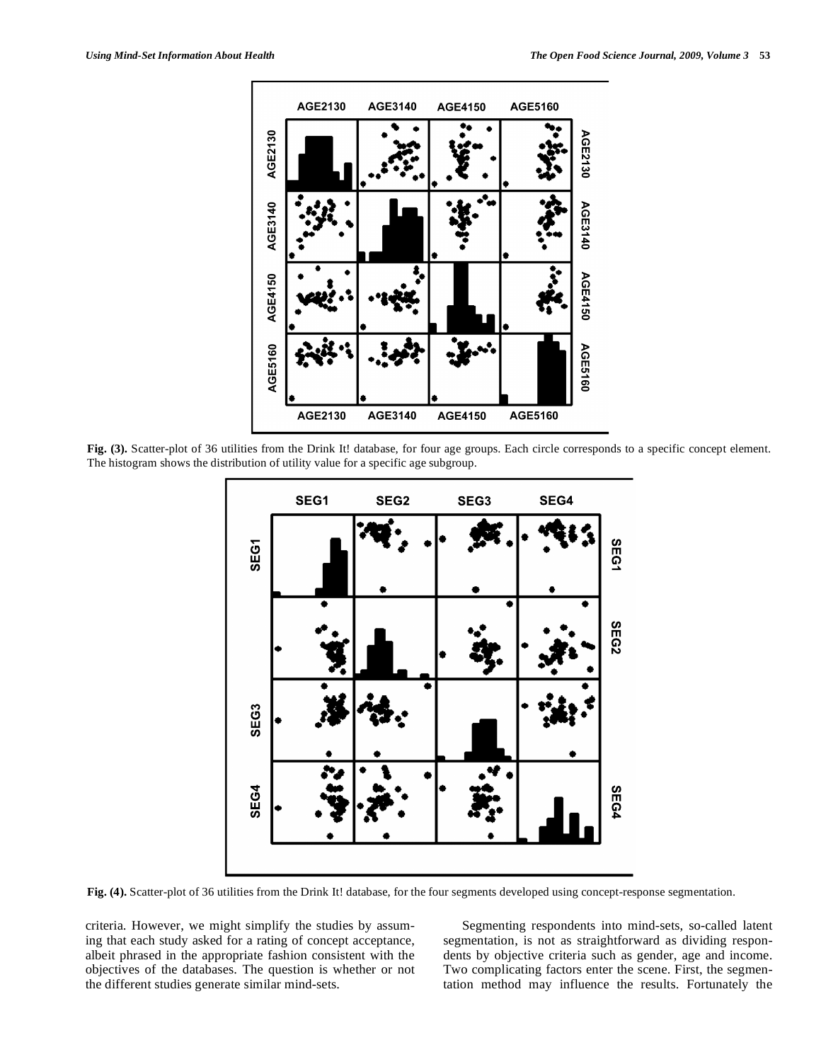AGE2130 AGE3140 AGE4150 AGE5160

AGE2130

AGE3140

AGE4150

AGE5160

**Fig. (3).** Scatter-plot of 36 utilities from the Drink It! database, for four age groups. Each circle corresponds to a specific concept element. The histogram shows the distribution of utility value for a specific age subgroup.

SEG1 SEG2 SEG3 SEG4

SEG1

SEG2

SEG3

SEG4

**Fig. (4).** Scatter-plot of 36 utilities from the Drink It! database, for the four segments developed using concept-response segmentation.

criteria. However, we might simplify the studies by assuming that each study asked for a rating of concept acceptance, albeit phrased in the appropriate fashion consistent with the objectives of the databases. The question is whether or not the different studies generate similar mind-sets.

Segmenting respondents into mind-sets, so-called latent segmentation, is not as straightforward as dividing respondents by objective criteria such as gender, age and income. Two complicating factors enter the scene. First, the segmentation method may influence the results. Fortunately the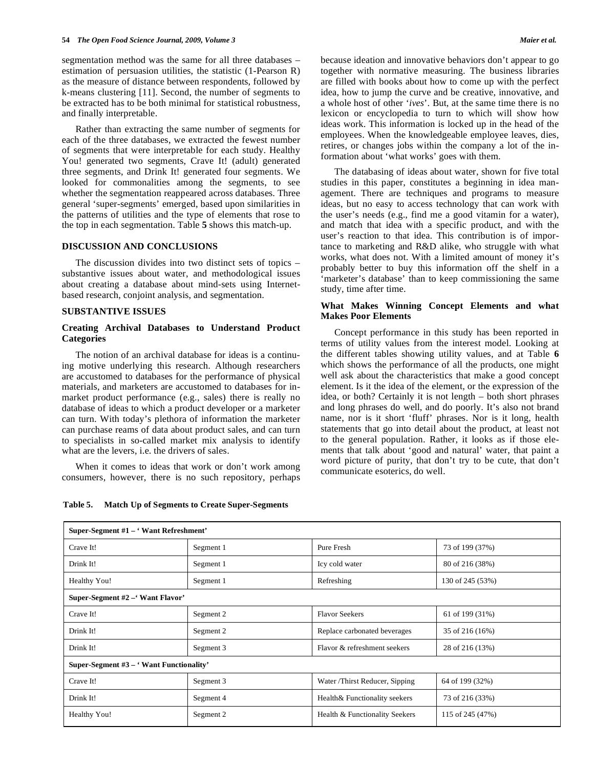segmentation method was the same for all three databases – estimation of persuasion utilities, the statistic (1-Pearson R) as the measure of distance between respondents, followed by k-means clustering [11]. Second, the number of segments to be extracted has to be both minimal for statistical robustness, and finally interpretable.

Rather than extracting the same number of segments for each of the three databases, we extracted the fewest number of segments that were interpretable for each study. Healthy You! generated two segments, Crave It! (adult) generated three segments, and Drink It! generated four segments. We looked for commonalities among the segments, to see whether the segmentation reappeared across databases. Three general 'super-segments' emerged, based upon similarities in the patterns of utilities and the type of elements that rose to the top in each segmentation. Table **5** shows this match-up.

## DISCUSSION AND CONCLUSIONS

The discussion divides into two distinct sets of topics – substantive issues about water, and methodological issues about creating a database about mind-sets using Internet-based research, conjoint analysis, and segmentation.

## SUBSTANTIVE ISSUES

### Creating Archival Databases to Understand Product Categories

The notion of an archival database for ideas is a continuing motive underlying this research. Although researchers are accustomed to databases for the performance of physical materials, and marketers are accustomed to databases for in-market product performance (e.g., sales) there is really no database of ideas to which a product developer or a marketer can turn. With today's plethora of information the marketer can purchase reams of data about product sales, and can turn to specialists in so-called market mix analysis to identify what are the levers, i.e. the drivers of sales.

When it comes to ideas that work or don't work among consumers, however, there is no such repository, perhaps because ideation and innovative behaviors don't appear to go together with normative measuring. The business libraries are filled with books about how to come up with the perfect idea, how to jump the curve and be creative, innovative, and a whole host of other '*ives*'. But, at the same time there is no lexicon or encyclopedia to turn to which will show how ideas work. This information is locked up in the head of the employees. When the knowledgeable employee leaves, dies, retires, or changes jobs within the company a lot of the information about 'what works' goes with them.

The databasing of ideas about water, shown for five total studies in this paper, constitutes a beginning in idea management. There are techniques and programs to measure ideas, but no easy to access technology that can work with the user's needs (e.g., find me a good vitamin for a water), and match that idea with a specific product, and with the user's reaction to that idea. This contribution is of importance to marketing and R&D alike, who struggle with what works, what does not. With a limited amount of money it's probably better to buy this information off the shelf in a 'marketer's database' than to keep commissioning the same study, time after time.

### What Makes Winning Concept Elements and what Makes Poor Elements

Concept performance in this study has been reported in terms of utility values from the interest model. Looking at the different tables showing utility values, and at Table **6** which shows the performance of all the products, one might well ask about the characteristics that make a good concept element. Is it the idea of the element, or the expression of the idea, or both? Certainly it is not length – both short phrases and long phrases do well, and do poorly. It's also not brand name, nor is it short 'fluff' phrases. Nor is it long, health statements that go into detail about the product, at least not to the general population. Rather, it looks as if those elements that talk about 'good and natural' water, that paint a word picture of purity, that don't try to be cute, that don't communicate esoterics, do well.

**Table 5. Match Up of Segments to Create Super-Segments**

| | | | |
|---|---|---|---|
| **Super-Segment #1 – ' Want Refreshment'** | | | |
| Crave It! | Segment 1 | Pure Fresh | 73 of 199 (37%) |
| Drink It! | Segment 1 | Icy cold water | 80 of 216 (38%) |
| Healthy You! | Segment 1 | Refreshing | 130 of 245 (53%) |
| **Super-Segment #2 –' Want Flavor'** | | | |
| Crave It! | Segment 2 | Flavor Seekers | 61 of 199 (31%) |
| Drink It! | Segment 2 | Replace carbonated beverages | 35 of 216 (16%) |
| Drink It! | Segment 3 | Flavor & refreshment seekers | 28 of 216 (13%) |
| **Super-Segment #3 – ' Want Functionality'** | | | |
| Crave It! | Segment 3 | Water /Thirst Reducer, Sipping | 64 of 199 (32%) |
| Drink It! | Segment 4 | Health& Functionality seekers | 73 of 216 (33%) |
| Healthy You! | Segment 2 | Health & Functionality Seekers | 115 of 245 (47%) |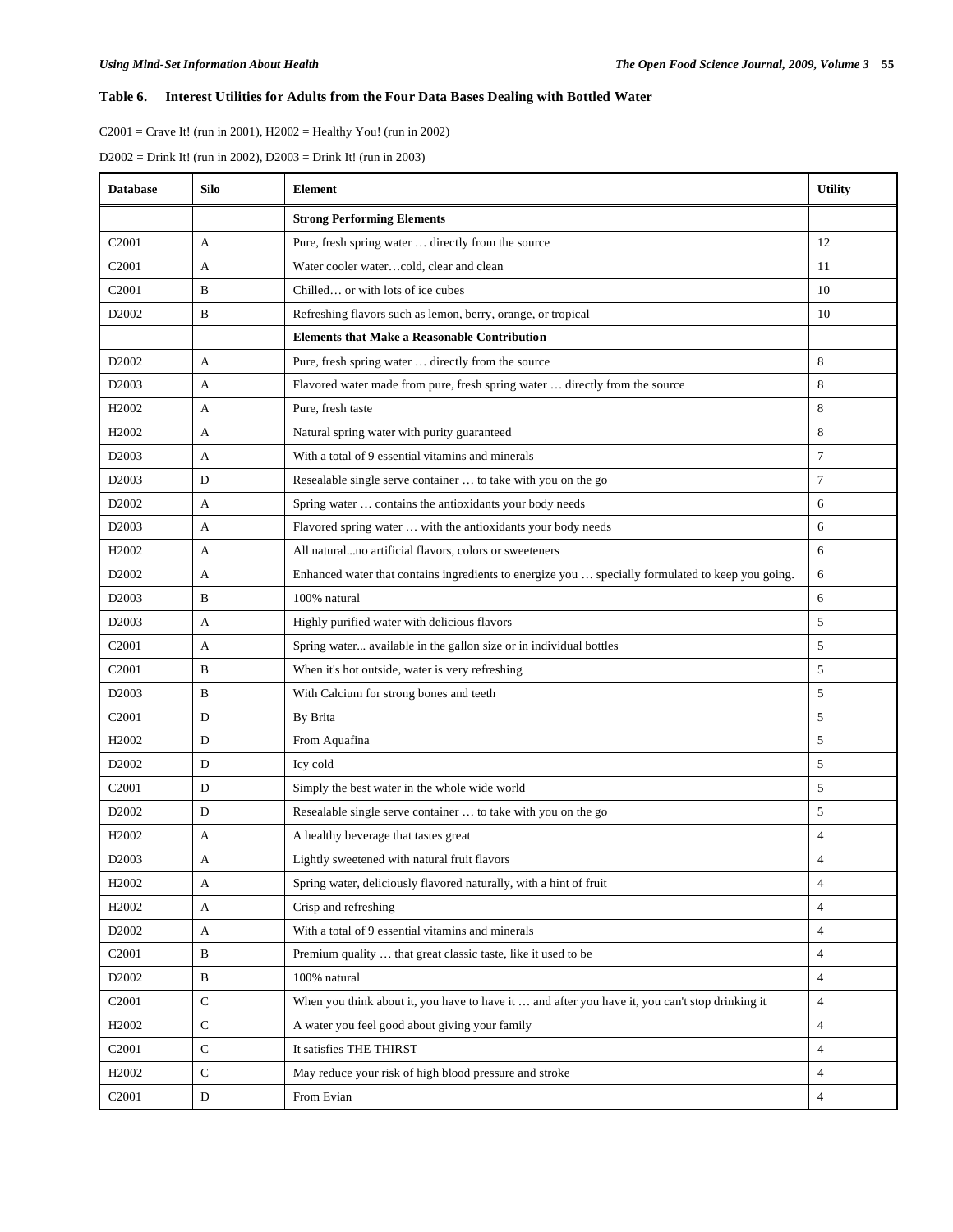**Table 6. Interest Utilities for Adults from the Four Data Bases Dealing with Bottled Water**

C2001 = Crave It! (run in 2001), H2002 = Healthy You! (run in 2002)

D2002 = Drink It! (run in 2002), D2003 = Drink It! (run in 2003)

| Database | Silo | Element | Utility |
|---|---|---|---|
| | | **Strong Performing Elements** | |
| C2001 | A | Pure, fresh spring water … directly from the source | 12 |
| C2001 | A | Water cooler water…cold, clear and clean | 11 |
| C2001 | B | Chilled… or with lots of ice cubes | 10 |
| D2002 | B | Refreshing flavors such as lemon, berry, orange, or tropical | 10 |
| | | **Elements that Make a Reasonable Contribution** | |
| D2002 | A | Pure, fresh spring water … directly from the source | 8 |
| D2003 | A | Flavored water made from pure, fresh spring water … directly from the source | 8 |
| H2002 | A | Pure, fresh taste | 8 |
| H2002 | A | Natural spring water with purity guaranteed | 8 |
| D2003 | A | With a total of 9 essential vitamins and minerals | 7 |
| D2003 | D | Resealable single serve container … to take with you on the go | 7 |
| D2002 | A | Spring water … contains the antioxidants your body needs | 6 |
| D2003 | A | Flavored spring water … with the antioxidants your body needs | 6 |
| H2002 | A | All natural...no artificial flavors, colors or sweeteners | 6 |
| D2002 | A | Enhanced water that contains ingredients to energize you … specially formulated to keep you going. | 6 |
| D2003 | B | 100% natural | 6 |
| D2003 | A | Highly purified water with delicious flavors | 5 |
| C2001 | A | Spring water... available in the gallon size or in individual bottles | 5 |
| C2001 | B | When it's hot outside, water is very refreshing | 5 |
| D2003 | B | With Calcium for strong bones and teeth | 5 |
| C2001 | D | By Brita | 5 |
| H2002 | D | From Aquafina | 5 |
| D2002 | D | Icy cold | 5 |
| C2001 | D | Simply the best water in the whole wide world | 5 |
| D2002 | D | Resealable single serve container … to take with you on the go | 5 |
| H2002 | A | A healthy beverage that tastes great | 4 |
| D2003 | A | Lightly sweetened with natural fruit flavors | 4 |
| H2002 | A | Spring water, deliciously flavored naturally, with a hint of fruit | 4 |
| H2002 | A | Crisp and refreshing | 4 |
| D2002 | A | With a total of 9 essential vitamins and minerals | 4 |
| C2001 | B | Premium quality … that great classic taste, like it used to be | 4 |
| D2002 | B | 100% natural | 4 |
| C2001 | C | When you think about it, you have to have it … and after you have it, you can't stop drinking it | 4 |
| H2002 | C | A water you feel good about giving your family | 4 |
| C2001 | C | It satisfies THE THIRST | 4 |
| H2002 | C | May reduce your risk of high blood pressure and stroke | 4 |
| C2001 | D | From Evian | 4 |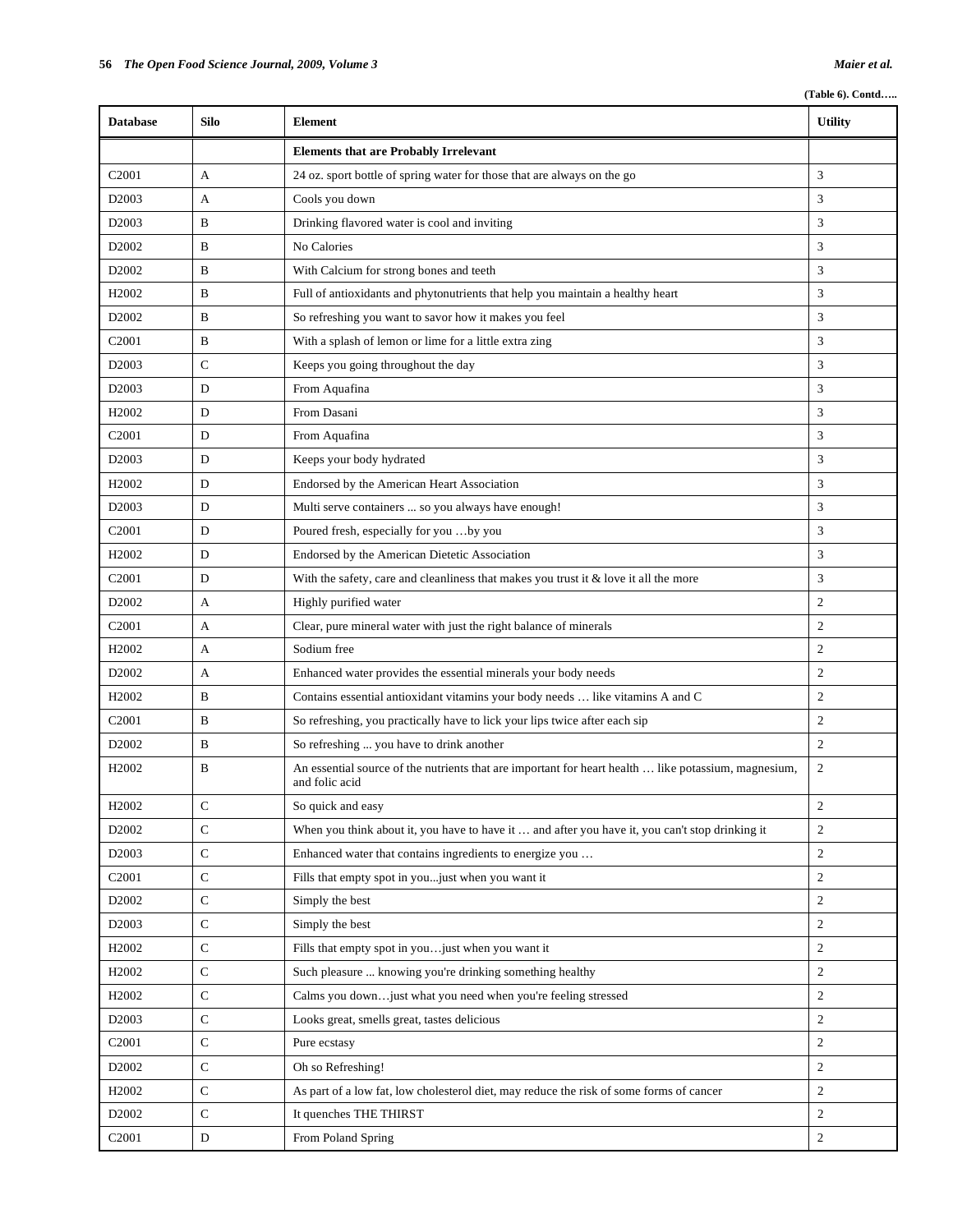(Table 6). Contd…..

| Database | Silo | Element | Utility |
|---|---|---|---|
| | | **Elements that are Probably Irrelevant** | |
| C2001 | A | 24 oz. sport bottle of spring water for those that are always on the go | 3 |
| D2003 | A | Cools you down | 3 |
| D2003 | B | Drinking flavored water is cool and inviting | 3 |
| D2002 | B | No Calories | 3 |
| D2002 | B | With Calcium for strong bones and teeth | 3 |
| H2002 | B | Full of antioxidants and phytonutrients that help you maintain a healthy heart | 3 |
| D2002 | B | So refreshing you want to savor how it makes you feel | 3 |
| C2001 | B | With a splash of lemon or lime for a little extra zing | 3 |
| D2003 | C | Keeps you going throughout the day | 3 |
| D2003 | D | From Aquafina | 3 |
| H2002 | D | From Dasani | 3 |
| C2001 | D | From Aquafina | 3 |
| D2003 | D | Keeps your body hydrated | 3 |
| H2002 | D | Endorsed by the American Heart Association | 3 |
| D2003 | D | Multi serve containers ... so you always have enough! | 3 |
| C2001 | D | Poured fresh, especially for you …by you | 3 |
| H2002 | D | Endorsed by the American Dietetic Association | 3 |
| C2001 | D | With the safety, care and cleanliness that makes you trust it & love it all the more | 3 |
| D2002 | A | Highly purified water | 2 |
| C2001 | A | Clear, pure mineral water with just the right balance of minerals | 2 |
| H2002 | A | Sodium free | 2 |
| D2002 | A | Enhanced water provides the essential minerals your body needs | 2 |
| H2002 | B | Contains essential antioxidant vitamins your body needs … like vitamins A and C | 2 |
| C2001 | B | So refreshing, you practically have to lick your lips twice after each sip | 2 |
| D2002 | B | So refreshing ... you have to drink another | 2 |
| H2002 | B | An essential source of the nutrients that are important for heart health … like potassium, magnesium, and folic acid | 2 |
| H2002 | C | So quick and easy | 2 |
| D2002 | C | When you think about it, you have to have it … and after you have it, you can't stop drinking it | 2 |
| D2003 | C | Enhanced water that contains ingredients to energize you … | 2 |
| C2001 | C | Fills that empty spot in you...just when you want it | 2 |
| D2002 | C | Simply the best | 2 |
| D2003 | C | Simply the best | 2 |
| H2002 | C | Fills that empty spot in you…just when you want it | 2 |
| H2002 | C | Such pleasure ... knowing you're drinking something healthy | 2 |
| H2002 | C | Calms you down…just what you need when you're feeling stressed | 2 |
| D2003 | C | Looks great, smells great, tastes delicious | 2 |
| C2001 | C | Pure ecstasy | 2 |
| D2002 | C | Oh so Refreshing! | 2 |
| H2002 | C | As part of a low fat, low cholesterol diet, may reduce the risk of some forms of cancer | 2 |
| D2002 | C | It quenches THE THIRST | 2 |
| C2001 | D | From Poland Spring | 2 |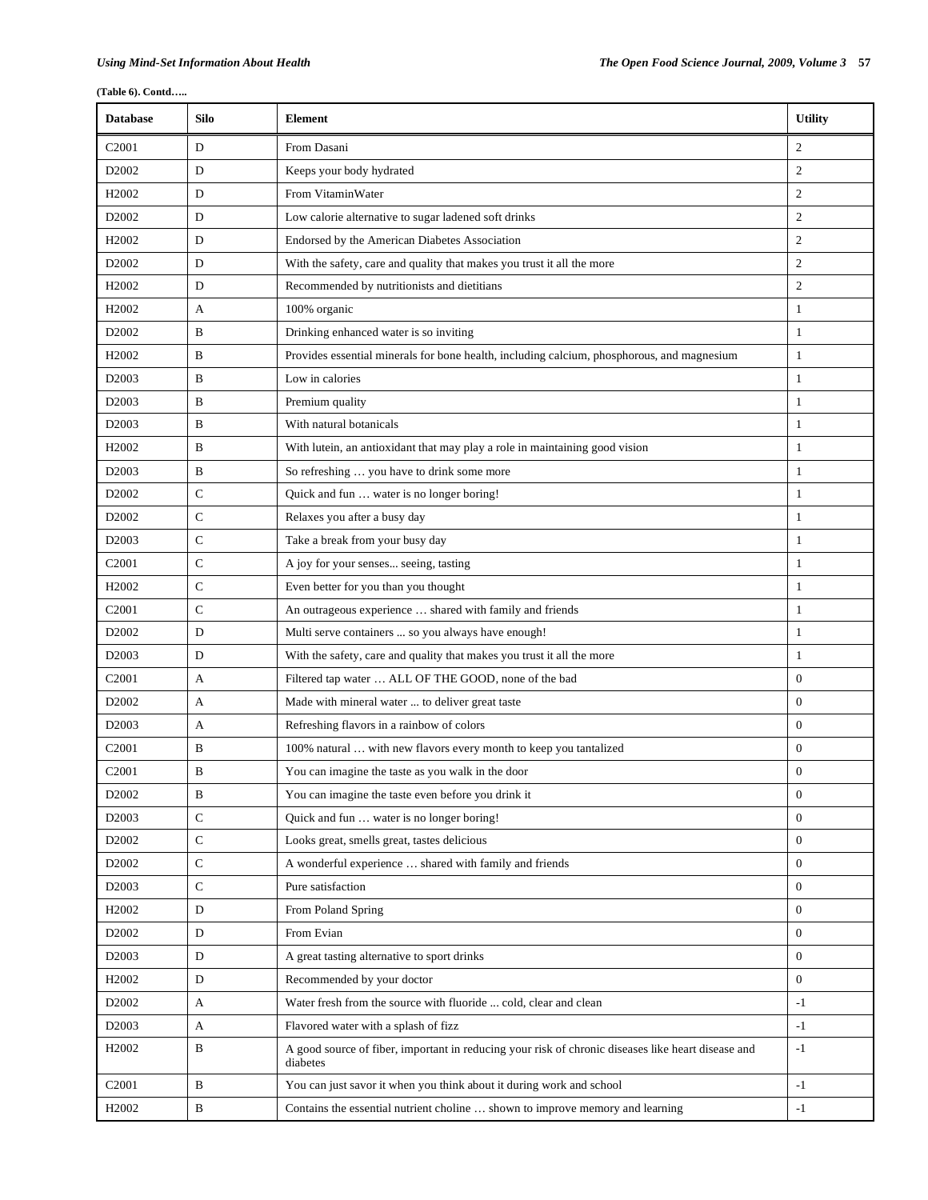**(Table 6). Contd…..**

| Database | Silo | Element | Utility |
|---|---|---|---|
| C2001 | D | From Dasani | 2 |
| D2002 | D | Keeps your body hydrated | 2 |
| H2002 | D | From VitaminWater | 2 |
| D2002 | D | Low calorie alternative to sugar ladened soft drinks | 2 |
| H2002 | D | Endorsed by the American Diabetes Association | 2 |
| D2002 | D | With the safety, care and quality that makes you trust it all the more | 2 |
| H2002 | D | Recommended by nutritionists and dietitians | 2 |
| H2002 | A | 100% organic | 1 |
| D2002 | B | Drinking enhanced water is so inviting | 1 |
| H2002 | B | Provides essential minerals for bone health, including calcium, phosphorous, and magnesium | 1 |
| D2003 | B | Low in calories | 1 |
| D2003 | B | Premium quality | 1 |
| D2003 | B | With natural botanicals | 1 |
| H2002 | B | With lutein, an antioxidant that may play a role in maintaining good vision | 1 |
| D2003 | B | So refreshing … you have to drink some more | 1 |
| D2002 | C | Quick and fun … water is no longer boring! | 1 |
| D2002 | C | Relaxes you after a busy day | 1 |
| D2003 | C | Take a break from your busy day | 1 |
| C2001 | C | A joy for your senses... seeing, tasting | 1 |
| H2002 | C | Even better for you than you thought | 1 |
| C2001 | C | An outrageous experience … shared with family and friends | 1 |
| D2002 | D | Multi serve containers ... so you always have enough! | 1 |
| D2003 | D | With the safety, care and quality that makes you trust it all the more | 1 |
| C2001 | A | Filtered tap water … ALL OF THE GOOD, none of the bad | 0 |
| D2002 | A | Made with mineral water ... to deliver great taste | 0 |
| D2003 | A | Refreshing flavors in a rainbow of colors | 0 |
| C2001 | B | 100% natural … with new flavors every month to keep you tantalized | 0 |
| C2001 | B | You can imagine the taste as you walk in the door | 0 |
| D2002 | B | You can imagine the taste even before you drink it | 0 |
| D2003 | C | Quick and fun … water is no longer boring! | 0 |
| D2002 | C | Looks great, smells great, tastes delicious | 0 |
| D2002 | C | A wonderful experience … shared with family and friends | 0 |
| D2003 | C | Pure satisfaction | 0 |
| H2002 | D | From Poland Spring | 0 |
| D2002 | D | From Evian | 0 |
| D2003 | D | A great tasting alternative to sport drinks | 0 |
| H2002 | D | Recommended by your doctor | 0 |
| D2002 | A | Water fresh from the source with fluoride ... cold, clear and clean | -1 |
| D2003 | A | Flavored water with a splash of fizz | -1 |
| H2002 | B | A good source of fiber, important in reducing your risk of chronic diseases like heart disease and diabetes | -1 |
| C2001 | B | You can just savor it when you think about it during work and school | -1 |
| H2002 | B | Contains the essential nutrient choline … shown to improve memory and learning | -1 |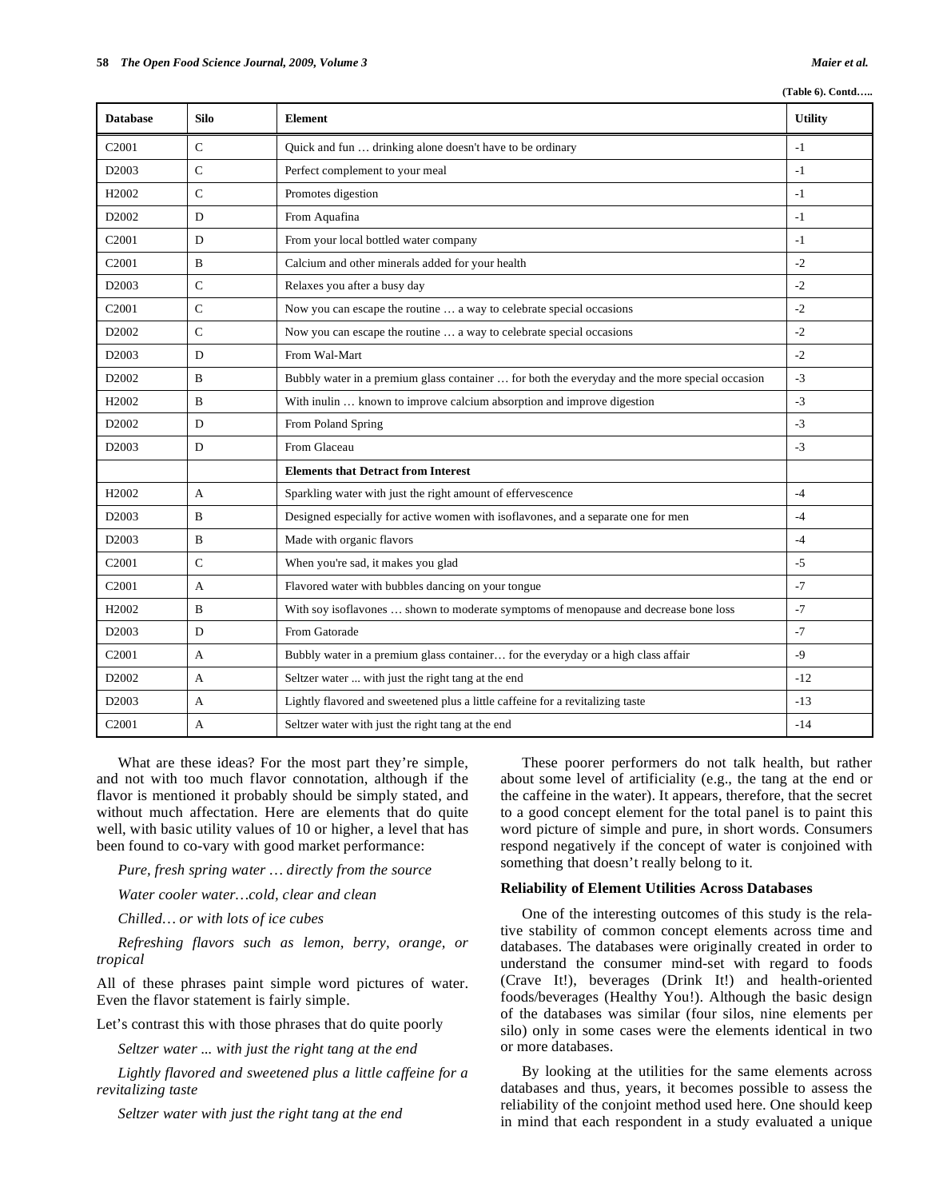(Table 6). Contd…..

| Database | Silo | Element | Utility |
|---|---|---|---|
| C2001 | C | Quick and fun … drinking alone doesn't have to be ordinary | -1 |
| D2003 | C | Perfect complement to your meal | -1 |
| H2002 | C | Promotes digestion | -1 |
| D2002 | D | From Aquafina | -1 |
| C2001 | D | From your local bottled water company | -1 |
| C2001 | B | Calcium and other minerals added for your health | -2 |
| D2003 | C | Relaxes you after a busy day | -2 |
| C2001 | C | Now you can escape the routine … a way to celebrate special occasions | -2 |
| D2002 | C | Now you can escape the routine … a way to celebrate special occasions | -2 |
| D2003 | D | From Wal-Mart | -2 |
| D2002 | B | Bubbly water in a premium glass container … for both the everyday and the more special occasion | -3 |
| H2002 | B | With inulin … known to improve calcium absorption and improve digestion | -3 |
| D2002 | D | From Poland Spring | -3 |
| D2003 | D | From Glaceau | -3 |
| | | **Elements that Detract from Interest** | |
| H2002 | A | Sparkling water with just the right amount of effervescence | -4 |
| D2003 | B | Designed especially for active women with isoflavones, and a separate one for men | -4 |
| D2003 | B | Made with organic flavors | -4 |
| C2001 | C | When you're sad, it makes you glad | -5 |
| C2001 | A | Flavored water with bubbles dancing on your tongue | -7 |
| H2002 | B | With soy isoflavones … shown to moderate symptoms of menopause and decrease bone loss | -7 |
| D2003 | D | From Gatorade | -7 |
| C2001 | A | Bubbly water in a premium glass container… for the everyday or a high class affair | -9 |
| D2002 | A | Seltzer water ... with just the right tang at the end | -12 |
| D2003 | A | Lightly flavored and sweetened plus a little caffeine for a revitalizing taste | -13 |
| C2001 | A | Seltzer water with just the right tang at the end | -14 |

What are these ideas? For the most part they're simple, and not with too much flavor connotation, although if the flavor is mentioned it probably should be simply stated, and without much affectation. Here are elements that do quite well, with basic utility values of 10 or higher, a level that has been found to co-vary with good market performance:

*Pure, fresh spring water … directly from the source*

*Water cooler water…cold, clear and clean*

*Chilled… or with lots of ice cubes*

*Refreshing flavors such as lemon, berry, orange, or tropical*

All of these phrases paint simple word pictures of water. Even the flavor statement is fairly simple.

Let's contrast this with those phrases that do quite poorly

*Seltzer water ... with just the right tang at the end*

*Lightly flavored and sweetened plus a little caffeine for a revitalizing taste*

*Seltzer water with just the right tang at the end*

These poorer performers do not talk health, but rather about some level of artificiality (e.g., the tang at the end or the caffeine in the water). It appears, therefore, that the secret to a good concept element for the total panel is to paint this word picture of simple and pure, in short words. Consumers respond negatively if the concept of water is conjoined with something that doesn't really belong to it.

### Reliability of Element Utilities Across Databases

One of the interesting outcomes of this study is the relative stability of common concept elements across time and databases. The databases were originally created in order to understand the consumer mind-set with regard to foods (Crave It!), beverages (Drink It!) and health-oriented foods/beverages (Healthy You!). Although the basic design of the databases was similar (four silos, nine elements per silo) only in some cases were the elements identical in two or more databases.

By looking at the utilities for the same elements across databases and thus, years, it becomes possible to assess the reliability of the conjoint method used here. One should keep in mind that each respondent in a study evaluated a unique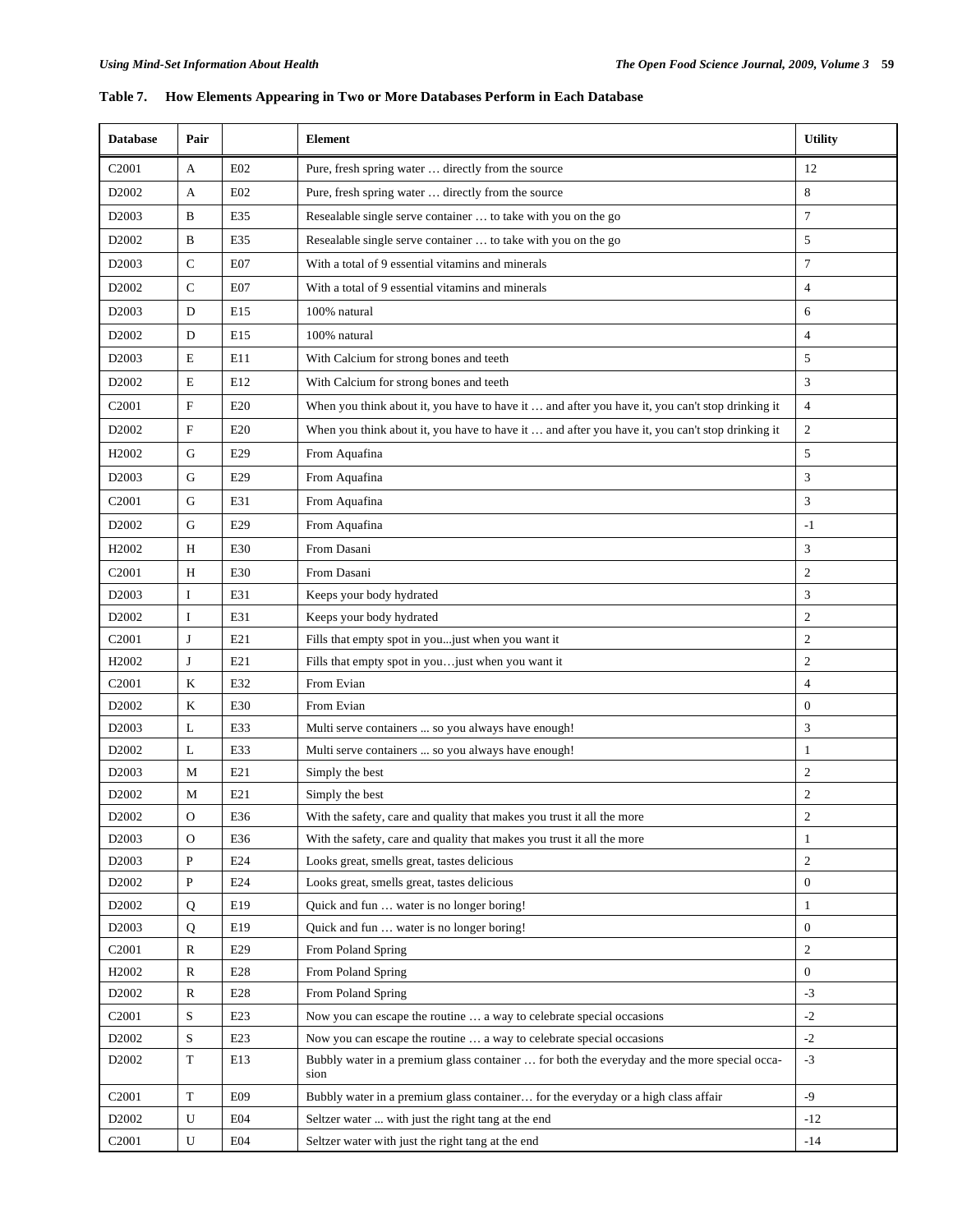**Table 7. How Elements Appearing in Two or More Databases Perform in Each Database**

| Database | Pair | | Element | Utility |
|---|---|---|---|---|
| C2001 | A | E02 | Pure, fresh spring water … directly from the source | 12 |
| D2002 | A | E02 | Pure, fresh spring water … directly from the source | 8 |
| D2003 | B | E35 | Resealable single serve container … to take with you on the go | 7 |
| D2002 | B | E35 | Resealable single serve container … to take with you on the go | 5 |
| D2003 | C | E07 | With a total of 9 essential vitamins and minerals | 7 |
| D2002 | C | E07 | With a total of 9 essential vitamins and minerals | 4 |
| D2003 | D | E15 | 100% natural | 6 |
| D2002 | D | E15 | 100% natural | 4 |
| D2003 | E | E11 | With Calcium for strong bones and teeth | 5 |
| D2002 | E | E12 | With Calcium for strong bones and teeth | 3 |
| C2001 | F | E20 | When you think about it, you have to have it … and after you have it, you can't stop drinking it | 4 |
| D2002 | F | E20 | When you think about it, you have to have it … and after you have it, you can't stop drinking it | 2 |
| H2002 | G | E29 | From Aquafina | 5 |
| D2003 | G | E29 | From Aquafina | 3 |
| C2001 | G | E31 | From Aquafina | 3 |
| D2002 | G | E29 | From Aquafina | -1 |
| H2002 | H | E30 | From Dasani | 3 |
| C2001 | H | E30 | From Dasani | 2 |
| D2003 | I | E31 | Keeps your body hydrated | 3 |
| D2002 | I | E31 | Keeps your body hydrated | 2 |
| C2001 | J | E21 | Fills that empty spot in you...just when you want it | 2 |
| H2002 | J | E21 | Fills that empty spot in you…just when you want it | 2 |
| C2001 | K | E32 | From Evian | 4 |
| D2002 | K | E30 | From Evian | 0 |
| D2003 | L | E33 | Multi serve containers ... so you always have enough! | 3 |
| D2002 | L | E33 | Multi serve containers ... so you always have enough! | 1 |
| D2003 | M | E21 | Simply the best | 2 |
| D2002 | M | E21 | Simply the best | 2 |
| D2002 | O | E36 | With the safety, care and quality that makes you trust it all the more | 2 |
| D2003 | O | E36 | With the safety, care and quality that makes you trust it all the more | 1 |
| D2003 | P | E24 | Looks great, smells great, tastes delicious | 2 |
| D2002 | P | E24 | Looks great, smells great, tastes delicious | 0 |
| D2002 | Q | E19 | Quick and fun … water is no longer boring! | 1 |
| D2003 | Q | E19 | Quick and fun … water is no longer boring! | 0 |
| C2001 | R | E29 | From Poland Spring | 2 |
| H2002 | R | E28 | From Poland Spring | 0 |
| D2002 | R | E28 | From Poland Spring | -3 |
| C2001 | S | E23 | Now you can escape the routine … a way to celebrate special occasions | -2 |
| D2002 | S | E23 | Now you can escape the routine … a way to celebrate special occasions | -2 |
| D2002 | T | E13 | Bubbly water in a premium glass container … for both the everyday and the more special occasion | -3 |
| C2001 | T | E09 | Bubbly water in a premium glass container… for the everyday or a high class affair | -9 |
| D2002 | U | E04 | Seltzer water ... with just the right tang at the end | -12 |
| C2001 | U | E04 | Seltzer water with just the right tang at the end | -14 |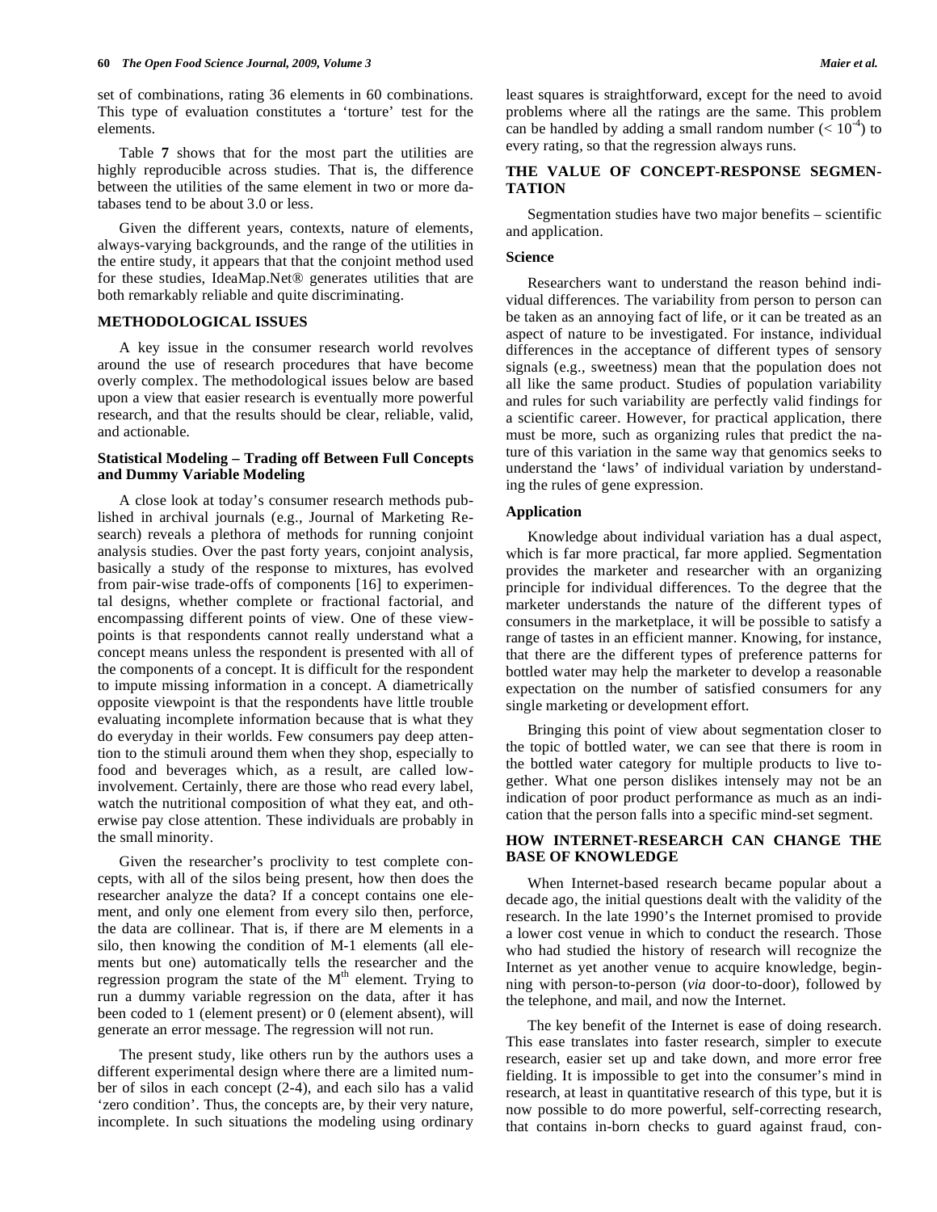set of combinations, rating 36 elements in 60 combinations. This type of evaluation constitutes a 'torture' test for the elements.

Table **7** shows that for the most part the utilities are highly reproducible across studies. That is, the difference between the utilities of the same element in two or more databases tend to be about 3.0 or less.

Given the different years, contexts, nature of elements, always-varying backgrounds, and the range of the utilities in the entire study, it appears that that the conjoint method used for these studies, IdeaMap.Net® generates utilities that are both remarkably reliable and quite discriminating.

## METHODOLOGICAL ISSUES

A key issue in the consumer research world revolves around the use of research procedures that have become overly complex. The methodological issues below are based upon a view that easier research is eventually more powerful research, and that the results should be clear, reliable, valid, and actionable.

### Statistical Modeling – Trading off Between Full Concepts and Dummy Variable Modeling

A close look at today's consumer research methods published in archival journals (e.g., Journal of Marketing Research) reveals a plethora of methods for running conjoint analysis studies. Over the past forty years, conjoint analysis, basically a study of the response to mixtures, has evolved from pair-wise trade-offs of components [16] to experimental designs, whether complete or fractional factorial, and encompassing different points of view. One of these viewpoints is that respondents cannot really understand what a concept means unless the respondent is presented with all of the components of a concept. It is difficult for the respondent to impute missing information in a concept. A diametrically opposite viewpoint is that the respondents have little trouble evaluating incomplete information because that is what they do everyday in their worlds. Few consumers pay deep attention to the stimuli around them when they shop, especially to food and beverages which, as a result, are called low-involvement. Certainly, there are those who read every label, watch the nutritional composition of what they eat, and otherwise pay close attention. These individuals are probably in the small minority.

Given the researcher's proclivity to test complete concepts, with all of the silos being present, how then does the researcher analyze the data? If a concept contains one element, and only one element from every silo then, perforce, the data are collinear. That is, if there are M elements in a silo, then knowing the condition of M-1 elements (all elements but one) automatically tells the researcher and the regression program the state of the $M^{th}$ element. Trying to run a dummy variable regression on the data, after it has been coded to 1 (element present) or 0 (element absent), will generate an error message. The regression will not run.

The present study, like others run by the authors uses a different experimental design where there are a limited number of silos in each concept (2-4), and each silo has a valid 'zero condition'. Thus, the concepts are, by their very nature, incomplete. In such situations the modeling using ordinary least squares is straightforward, except for the need to avoid problems where all the ratings are the same. This problem can be handled by adding a small random number ($< 10^{-4}$) to every rating, so that the regression always runs.

## THE VALUE OF CONCEPT-RESPONSE SEGMENTATION

Segmentation studies have two major benefits – scientific and application.

### Science

Researchers want to understand the reason behind individual differences. The variability from person to person can be taken as an annoying fact of life, or it can be treated as an aspect of nature to be investigated. For instance, individual differences in the acceptance of different types of sensory signals (e.g., sweetness) mean that the population does not all like the same product. Studies of population variability and rules for such variability are perfectly valid findings for a scientific career. However, for practical application, there must be more, such as organizing rules that predict the nature of this variation in the same way that genomics seeks to understand the 'laws' of individual variation by understanding the rules of gene expression.

### Application

Knowledge about individual variation has a dual aspect, which is far more practical, far more applied. Segmentation provides the marketer and researcher with an organizing principle for individual differences. To the degree that the marketer understands the nature of the different types of consumers in the marketplace, it will be possible to satisfy a range of tastes in an efficient manner. Knowing, for instance, that there are the different types of preference patterns for bottled water may help the marketer to develop a reasonable expectation on the number of satisfied consumers for any single marketing or development effort.

Bringing this point of view about segmentation closer to the topic of bottled water, we can see that there is room in the bottled water category for multiple products to live together. What one person dislikes intensely may not be an indication of poor product performance as much as an indication that the person falls into a specific mind-set segment.

## HOW INTERNET-RESEARCH CAN CHANGE THE BASE OF KNOWLEDGE

When Internet-based research became popular about a decade ago, the initial questions dealt with the validity of the research. In the late 1990's the Internet promised to provide a lower cost venue in which to conduct the research. Those who had studied the history of research will recognize the Internet as yet another venue to acquire knowledge, beginning with person-to-person (*via* door-to-door), followed by the telephone, and mail, and now the Internet.

The key benefit of the Internet is ease of doing research. This ease translates into faster research, simpler to execute research, easier set up and take down, and more error free fielding. It is impossible to get into the consumer's mind in research, at least in quantitative research of this type, but it is now possible to do more powerful, self-correcting research, that contains in-born checks to guard against fraud, con-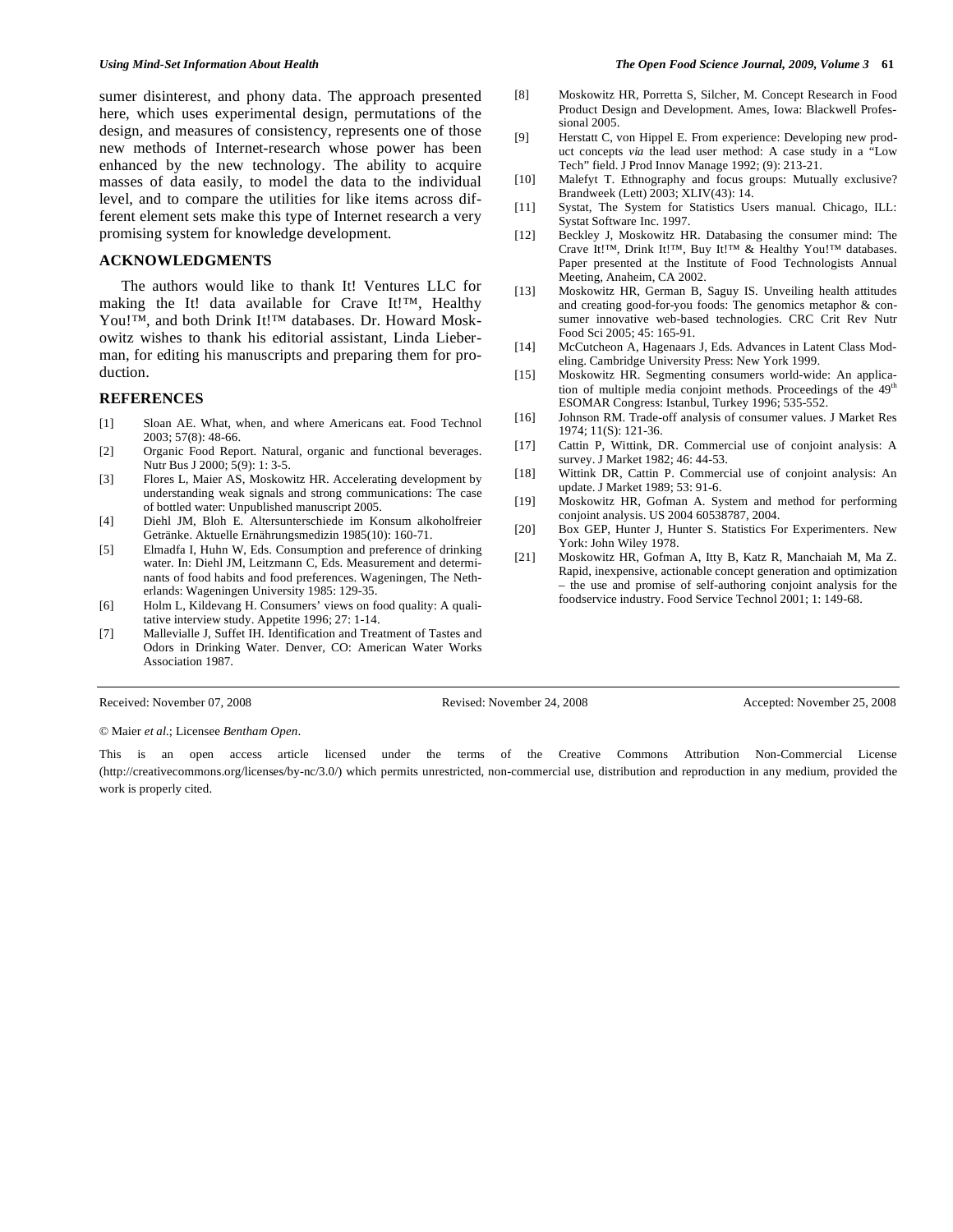sumer disinterest, and phony data. The approach presented here, which uses experimental design, permutations of the design, and measures of consistency, represents one of those new methods of Internet-research whose power has been enhanced by the new technology. The ability to acquire masses of data easily, to model the data to the individual level, and to compare the utilities for like items across different element sets make this type of Internet research a very promising system for knowledge development.

## ACKNOWLEDGMENTS

The authors would like to thank It! Ventures LLC for making the It! data available for Crave It!™, Healthy You!™, and both Drink It!™ databases. Dr. Howard Moskowitz wishes to thank his editorial assistant, Linda Lieberman, for editing his manuscripts and preparing them for production.

## REFERENCES

[1] Sloan AE. What, when, and where Americans eat. Food Technol 2003; 57(8): 48-66.

[2] Organic Food Report. Natural, organic and functional beverages. Nutr Bus J 2000; 5(9): 1: 3-5.

[3] Flores L, Maier AS, Moskowitz HR. Accelerating development by understanding weak signals and strong communications: The case of bottled water: Unpublished manuscript 2005.

[4] Diehl JM, Bloh E. Altersunterschiede im Konsum alkoholfreier Getränke. Aktuelle Ernährungsmedizin 1985(10): 160-71.

[5] Elmadfa I, Huhn W, Eds. Consumption and preference of drinking water. In: Diehl JM, Leitzmann C, Eds. Measurement and determinants of food habits and food preferences. Wageningen, The Netherlands: Wageningen University 1985: 129-35.

[6] Holm L, Kildevang H. Consumers' views on food quality: A qualitative interview study. Appetite 1996; 27: 1-14.

[7] Mallevialle J, Suffet IH. Identification and Treatment of Tastes and Odors in Drinking Water. Denver, CO: American Water Works Association 1987.

[8] Moskowitz HR, Porretta S, Silcher, M. Concept Research in Food Product Design and Development. Ames, Iowa: Blackwell Professional 2005.

[9] Herstatt C, von Hippel E. From experience: Developing new product concepts *via* the lead user method: A case study in a "Low Tech" field. J Prod Innov Manage 1992; (9): 213-21.

[10] Malefyt T. Ethnography and focus groups: Mutually exclusive? Brandweek (Lett) 2003; XLIV(43): 14.

[11] Systat, The System for Statistics Users manual. Chicago, ILL: Systat Software Inc. 1997.

[12] Beckley J, Moskowitz HR. Databasing the consumer mind: The Crave It!™, Drink It!™, Buy It!™ & Healthy You!™ databases. Paper presented at the Institute of Food Technologists Annual Meeting, Anaheim, CA 2002.

[13] Moskowitz HR, German B, Saguy IS. Unveiling health attitudes and creating good-for-you foods: The genomics metaphor & consumer innovative web-based technologies. CRC Crit Rev Nutr Food Sci 2005; 45: 165-91.

[14] McCutcheon A, Hagenaars J, Eds. Advances in Latent Class Modeling. Cambridge University Press: New York 1999.

[15] Moskowitz HR. Segmenting consumers world-wide: An application of multiple media conjoint methods. Proceedings of the 49th ESOMAR Congress: Istanbul, Turkey 1996; 535-552.

[16] Johnson RM. Trade-off analysis of consumer values. J Market Res 1974; 11(S): 121-36.

[17] Cattin P, Wittink, DR. Commercial use of conjoint analysis: A survey. J Market 1982; 46: 44-53.

[18] Wittink DR, Cattin P. Commercial use of conjoint analysis: An update. J Market 1989; 53: 91-6.

[19] Moskowitz HR, Gofman A. System and method for performing conjoint analysis. US 2004 60538787, 2004.

[20] Box GEP, Hunter J, Hunter S. Statistics For Experimenters. New York: John Wiley 1978.

[21] Moskowitz HR, Gofman A, Itty B, Katz R, Manchaiah M, Ma Z. Rapid, inexpensive, actionable concept generation and optimization – the use and promise of self-authoring conjoint analysis for the foodservice industry. Food Service Technol 2001; 1: 149-68.

Received: November 07, 2008 Revised: November 24, 2008 Accepted: November 25, 2008

© Maier *et al.*; Licensee *Bentham Open*.

This is an open access article licensed under the terms of the Creative Commons Attribution Non-Commercial License (http://creativecommons.org/licenses/by-nc/3.0/) which permits unrestricted, non-commercial use, distribution and reproduction in any medium, provided the work is properly cited.